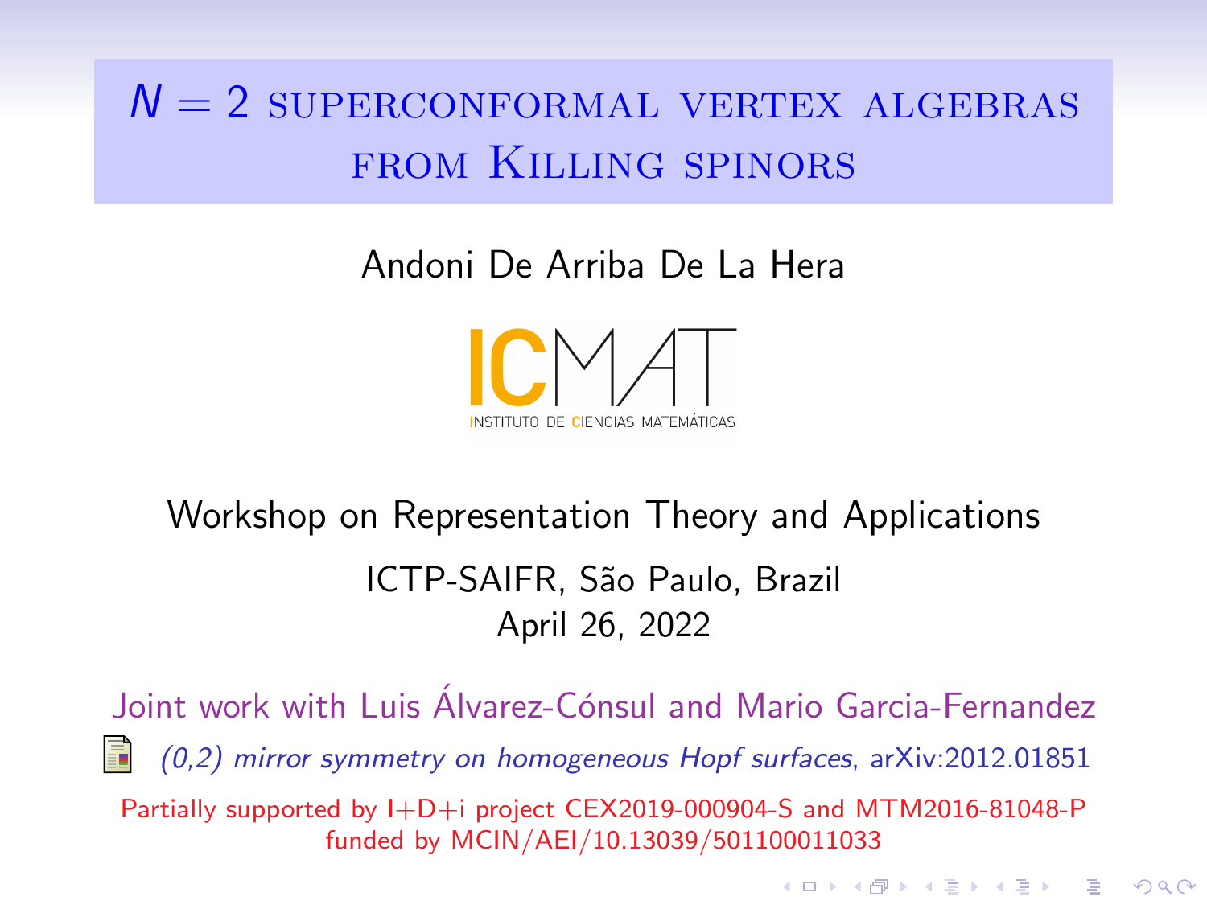# $N = 2$ superconformal vertex algebras from Killing spinors

Andoni De Arriba De La Hera

ICMAT
INSTITUTO DE CIENCIAS MATEMÁTICAS

Workshop on Representation Theory and Applications

ICTP-SAIFR, São Paulo, Brazil

April 26, 2022

Joint work with Luis Álvarez-Cónsul and Mario Garcia-Fernandez

*(0,2) mirror symmetry on homogeneous Hopf surfaces*, arXiv:2012.01851

Partially supported by I+D+i project CEX2019-000904-S and MTM2016-81048-P funded by MCIN/AEI/10.13039/501100011033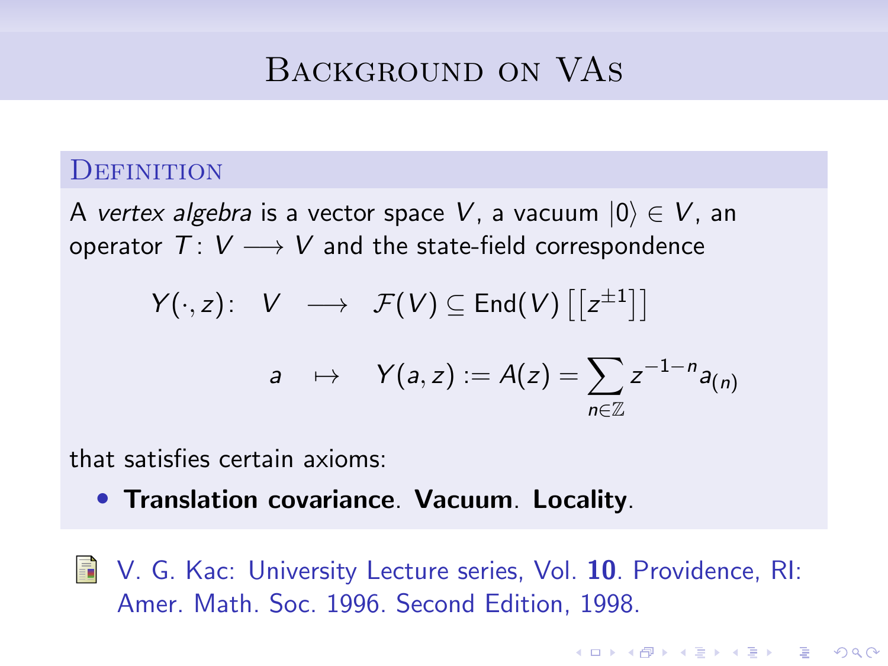# Background on VAs

### Definition

A *vertex algebra* is a vector space $V$, a vacuum $|0\rangle \in V$, an operator $T\colon V \longrightarrow V$ and the state-field correspondence

$$\begin{aligned} Y(\cdot, z)\colon \quad V &\longrightarrow \mathcal{F}(V) \subseteq \mathrm{End}(V)\left[\left[z^{\pm 1}\right]\right] \\ a &\mapsto Y(a,z) := A(z) = \sum_{n \in \mathbb{Z}} z^{-1-n} a_{(n)} \end{aligned}$$

that satisfies certain axioms:

- **Translation covariance**. **Vacuum**. **Locality**.

V. G. Kac: University Lecture series, Vol. **10**. Providence, RI: Amer. Math. Soc. 1996. Second Edition, 1998.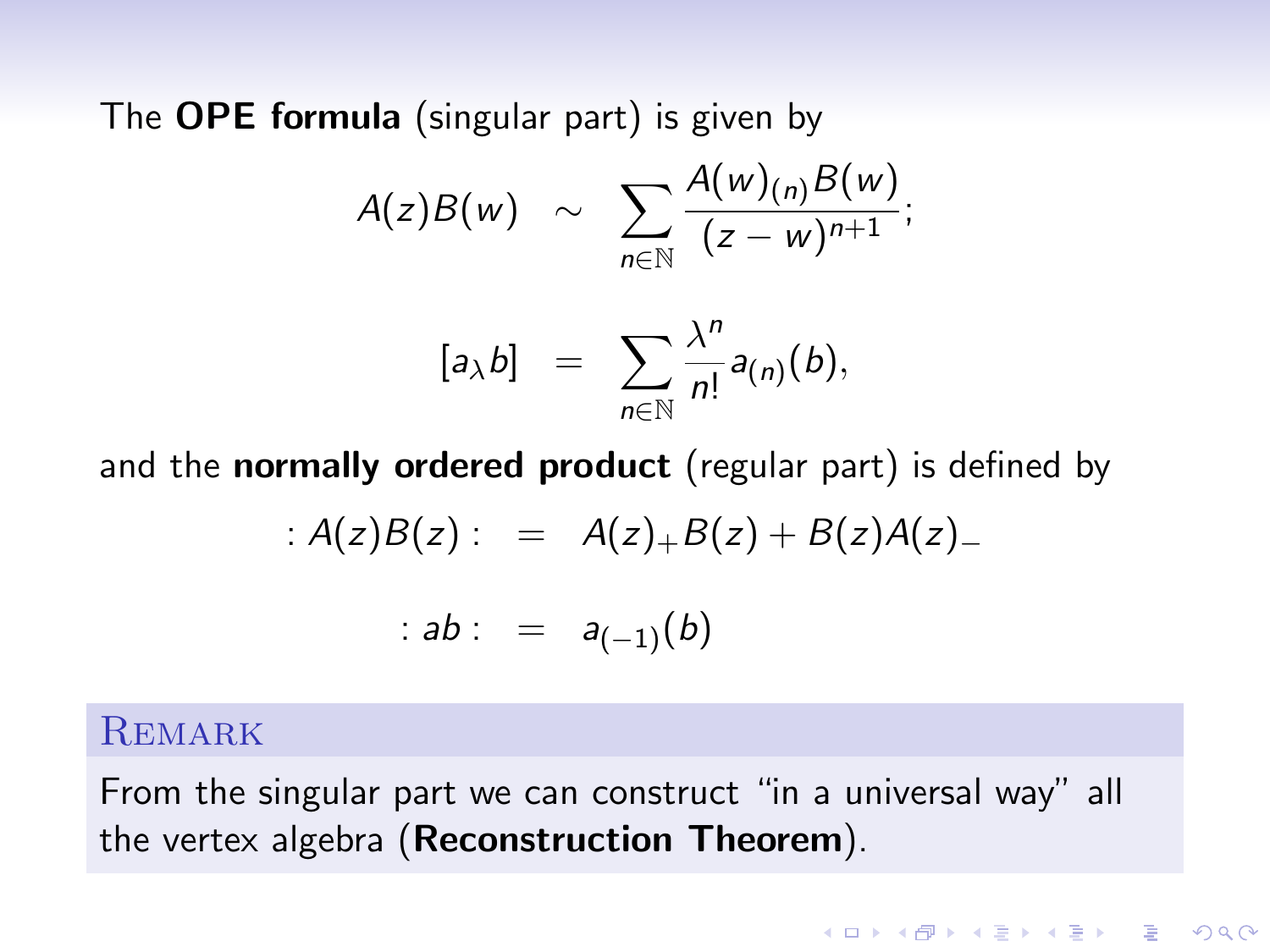The **OPE formula** (singular part) is given by

$$A(z)B(w) \;\sim\; \sum_{n\in\mathbb{N}} \frac{A(w)_{(n)}B(w)}{(z-w)^{n+1}};$$

$$[a_\lambda b] \;=\; \sum_{n\in\mathbb{N}} \frac{\lambda^n}{n!} a_{(n)}(b),$$

and the **normally ordered product** (regular part) is defined by

$$:A(z)B(z): \;=\; A(z)_+B(z) + B(z)A(z)_-$$

$$:ab: \;=\; a_{(-1)}(b)$$

**REMARK**

From the singular part we can construct "in a universal way" all the vertex algebra (**Reconstruction Theorem**).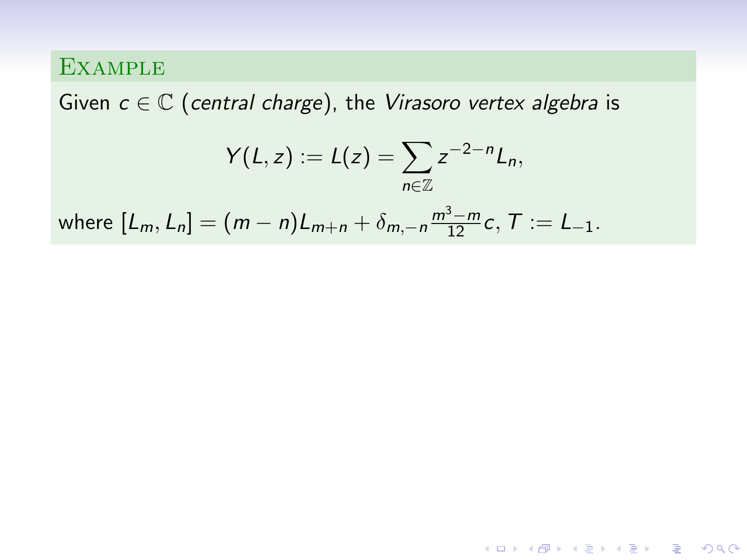### Example

Given $c \in \mathbb{C}$ (*central charge*), the *Virasoro vertex algebra* is

$$Y(L, z) := L(z) = \sum_{n \in \mathbb{Z}} z^{-2-n} L_n,$$

where $[L_m, L_n] = (m-n)L_{m+n} + \delta_{m,-n} \frac{m^3 - m}{12} c$, $T := L_{-1}$.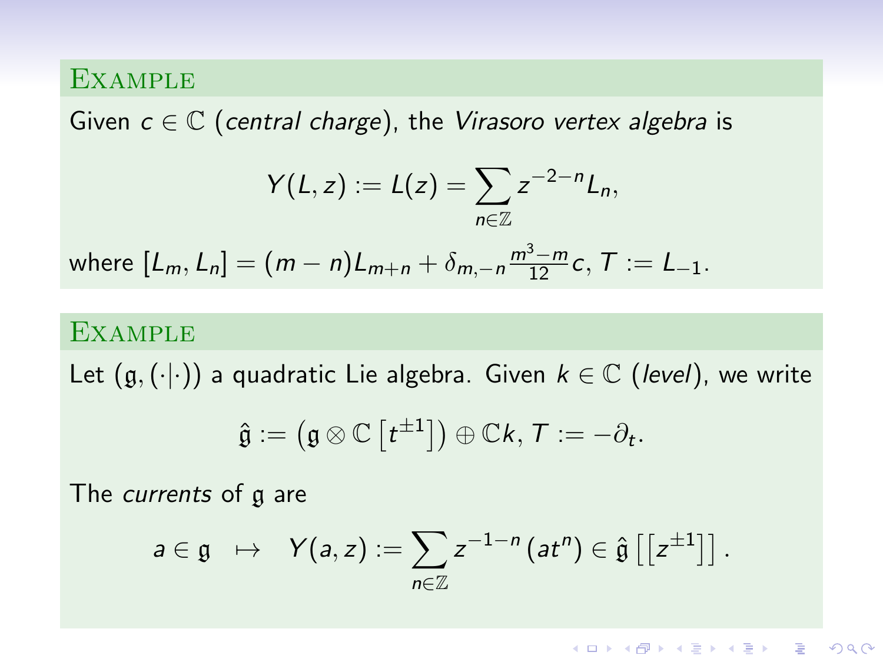**Example**

Given $c \in \mathbb{C}$ (*central charge*), the *Virasoro vertex algebra* is

$$Y(L, z) := L(z) = \sum_{n \in \mathbb{Z}} z^{-2-n} L_n,$$

where $[L_m, L_n] = (m-n)L_{m+n} + \delta_{m,-n} \frac{m^3 - m}{12} c$, $T := L_{-1}$.

**Example**

Let $(\mathfrak{g}, (\cdot|\cdot))$ a quadratic Lie algebra. Given $k \in \mathbb{C}$ (*level*), we write

$$\hat{\mathfrak{g}} := \left(\mathfrak{g} \otimes \mathbb{C}\left[t^{\pm 1}\right]\right) \oplus \mathbb{C}k, \, T := -\partial_t.$$

The *currents* of $\mathfrak{g}$ are

$$a \in \mathfrak{g} \quad \mapsto \quad Y(a, z) := \sum_{n \in \mathbb{Z}} z^{-1-n} \left(a t^n\right) \in \hat{\mathfrak{g}}\left[\left[z^{\pm 1}\right]\right].$$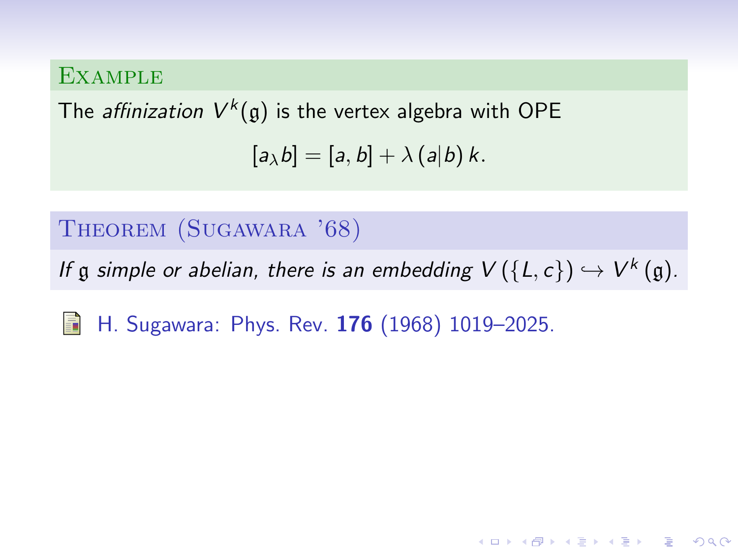**Example**

The *affinization* $V^k(\mathfrak{g})$ is the vertex algebra with OPE

$$[a_\lambda b] = [a, b] + \lambda\,(a|b)\,k.$$

**Theorem (Sugawara '68)**

*If $\mathfrak{g}$ simple or abelian, there is an embedding $V\left(\{L, c\}\right) \hookrightarrow V^k\left(\mathfrak{g}\right)$.*

H. Sugawara: Phys. Rev. **176** (1968) 1019–2025.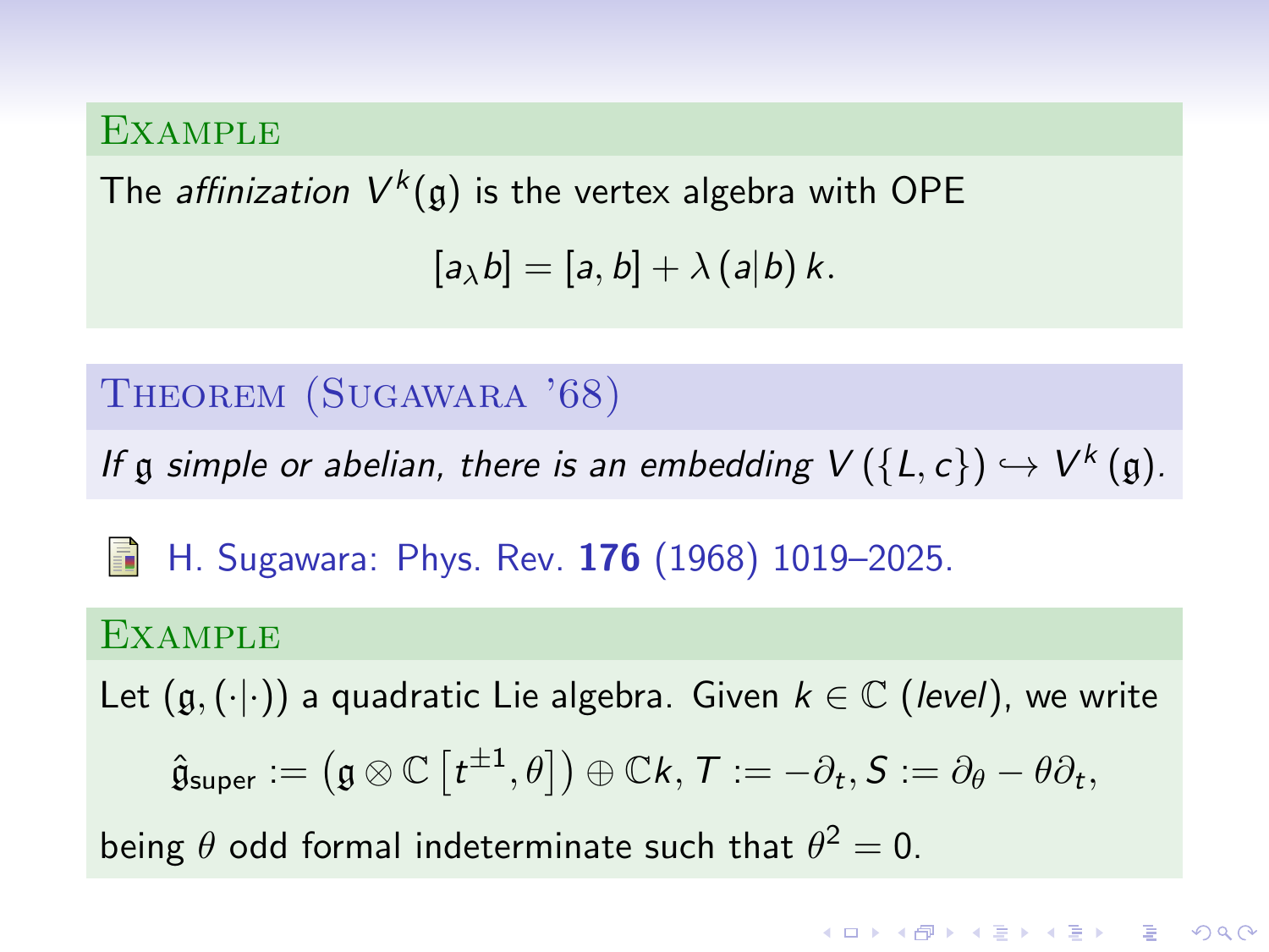**Example**

The *affinization* $V^k(\mathfrak{g})$ is the vertex algebra with OPE

$$[a_\lambda b] = [a, b] + \lambda\,(a|b)\,k.$$

**Theorem (Sugawara '68)**

*If $\mathfrak{g}$ simple or abelian, there is an embedding $V\left(\{L, c\}\right) \hookrightarrow V^k\left(\mathfrak{g}\right)$.*

H. Sugawara: Phys. Rev. **176** (1968) 1019–2025.

**Example**

Let $(\mathfrak{g}, (\cdot|\cdot))$ a quadratic Lie algebra. Given $k \in \mathbb{C}$ (*level*), we write

$$\hat{\mathfrak{g}}_{\text{super}} := \left(\mathfrak{g} \otimes \mathbb{C}\left[t^{\pm 1}, \theta\right]\right) \oplus \mathbb{C}k,\, T := -\partial_t,\, S := \partial_\theta - \theta\partial_t,$$

being $\theta$ odd formal indeterminate such that $\theta^2 = 0$.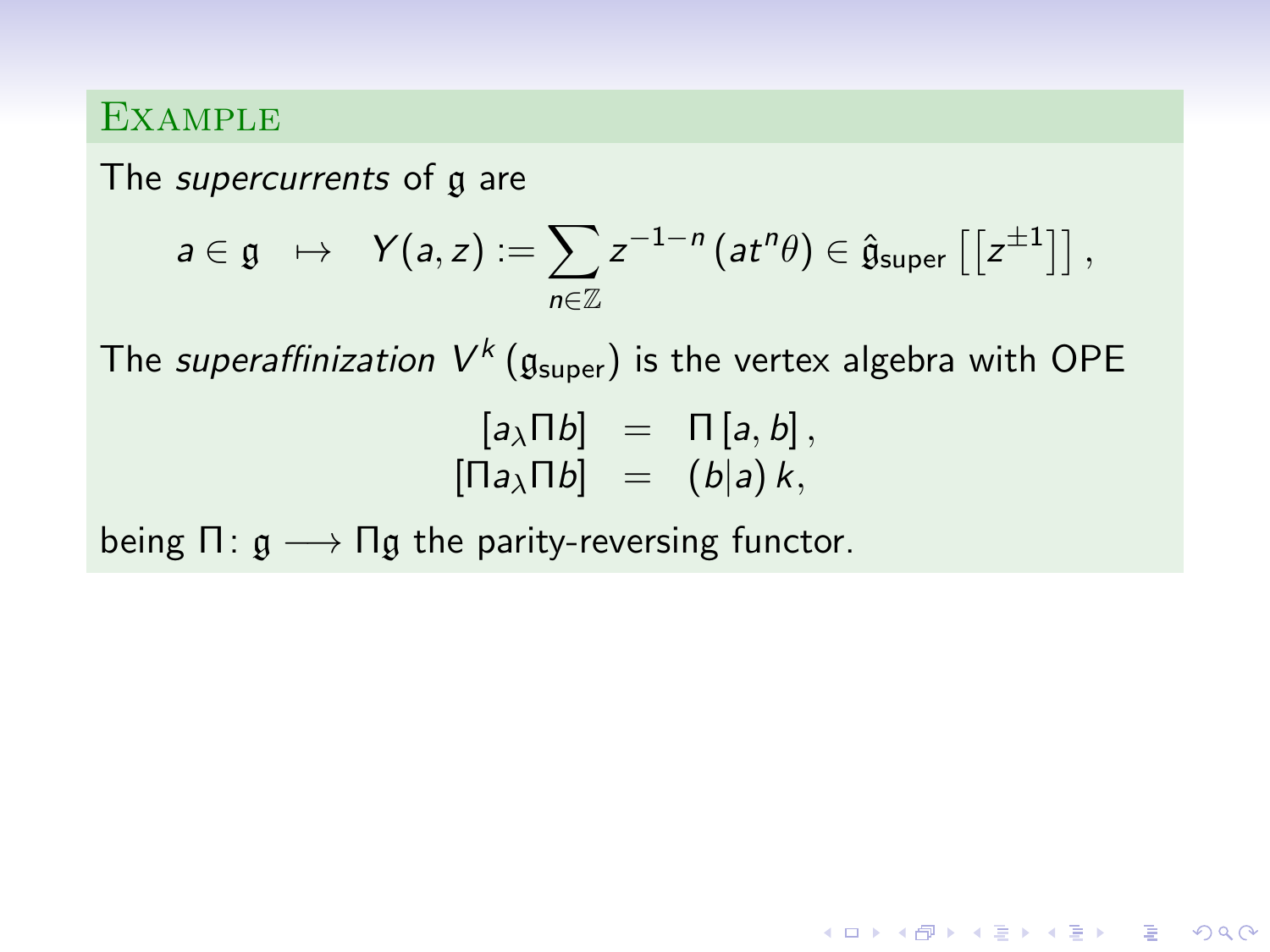**Example**

The *supercurrents* of $\mathfrak{g}$ are

$$a \in \mathfrak{g} \quad \mapsto \quad Y(a,z) := \sum_{n \in \mathbb{Z}} z^{-1-n} \left( a t^n \theta \right) \in \hat{\mathfrak{g}}_{\text{super}} \left[ \left[ z^{\pm 1} \right] \right],$$

The *superaffinization* $V^k \left( \mathfrak{g}_{\text{super}} \right)$ is the vertex algebra with OPE

$$\begin{aligned} [a_\lambda \Pi b] &= \Pi [a, b], \\ [\Pi a_\lambda \Pi b] &= (b|a)\, k, \end{aligned}$$

being $\Pi \colon \mathfrak{g} \longrightarrow \Pi\mathfrak{g}$ the parity-reversing functor.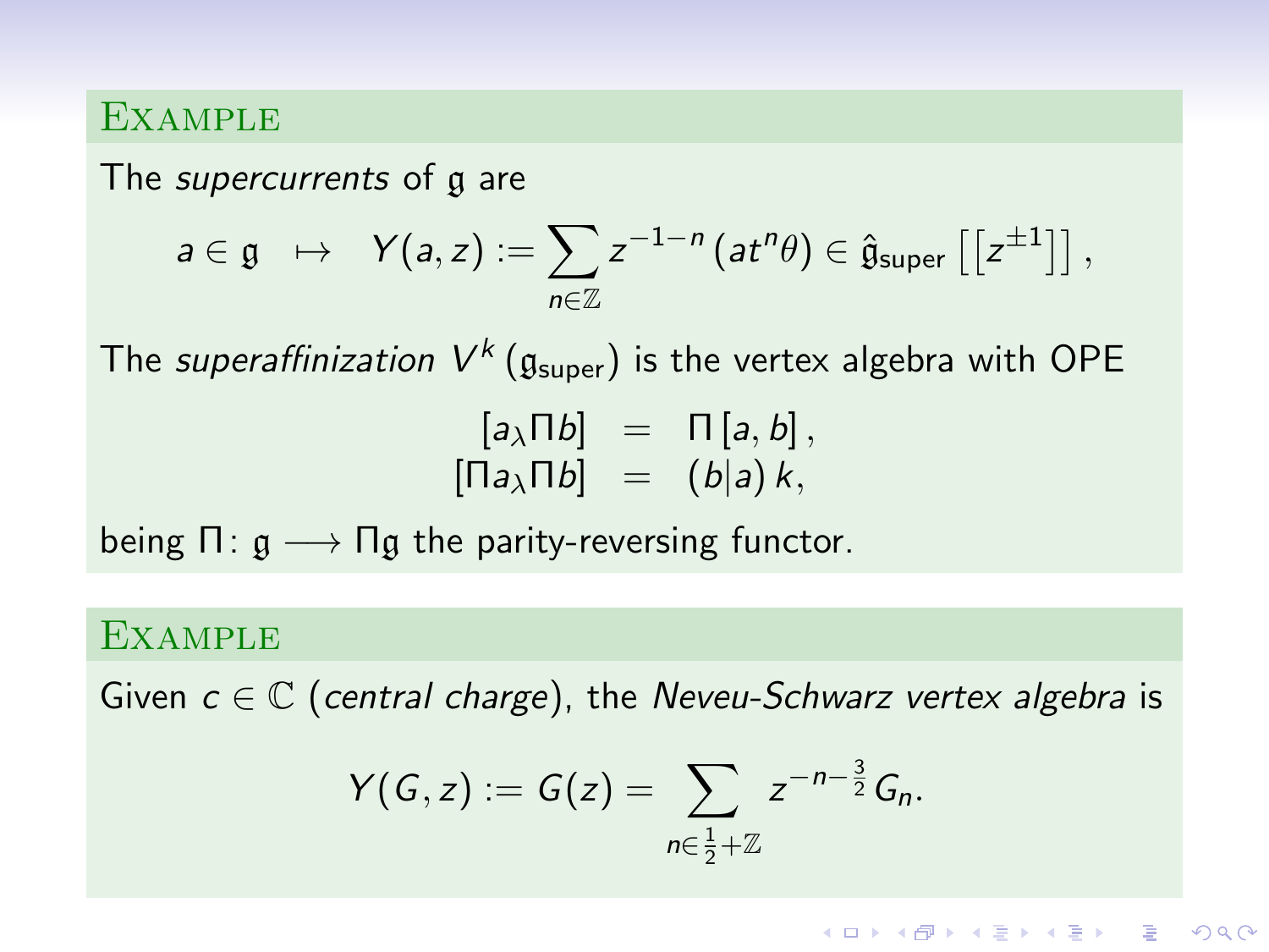### Example

The *supercurrents* of $\mathfrak{g}$ are

$$a \in \mathfrak{g} \quad \mapsto \quad Y(a,z) := \sum_{n \in \mathbb{Z}} z^{-1-n} \left( a t^n \theta \right) \in \hat{\mathfrak{g}}_{\text{super}} \left[ \left[ z^{\pm 1} \right] \right],$$

The *superaffinization* $V^k(\mathfrak{g}_{\text{super}})$ is the vertex algebra with OPE

$$\begin{aligned} [a_\lambda \Pi b] &= \Pi [a,b], \\ [\Pi a_\lambda \Pi b] &= (b|a)\, k, \end{aligned}$$

being $\Pi \colon \mathfrak{g} \longrightarrow \Pi \mathfrak{g}$ the parity-reversing functor.

### Example

Given $c \in \mathbb{C}$ (*central charge*), the *Neveu-Schwarz vertex algebra* is

$$Y(G,z) := G(z) = \sum_{n \in \frac{1}{2} + \mathbb{Z}} z^{-n-\frac{3}{2}} G_n.$$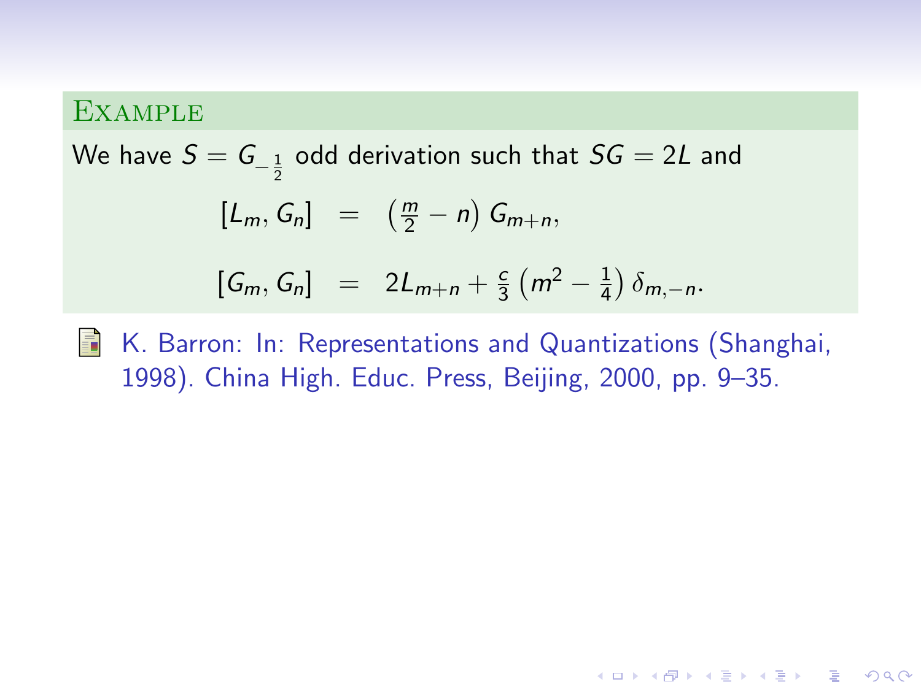**Example**

We have $S = G_{-\frac{1}{2}}$ odd derivation such that $SG = 2L$ and

$$
\begin{aligned}
[L_m, G_n] &= \left(\tfrac{m}{2} - n\right) G_{m+n}, \\
[G_m, G_n] &= 2L_{m+n} + \tfrac{c}{3}\left(m^2 - \tfrac{1}{4}\right)\delta_{m,-n}.
\end{aligned}
$$

K. Barron: In: Representations and Quantizations (Shanghai, 1998). China High. Educ. Press, Beijing, 2000, pp. 9–35.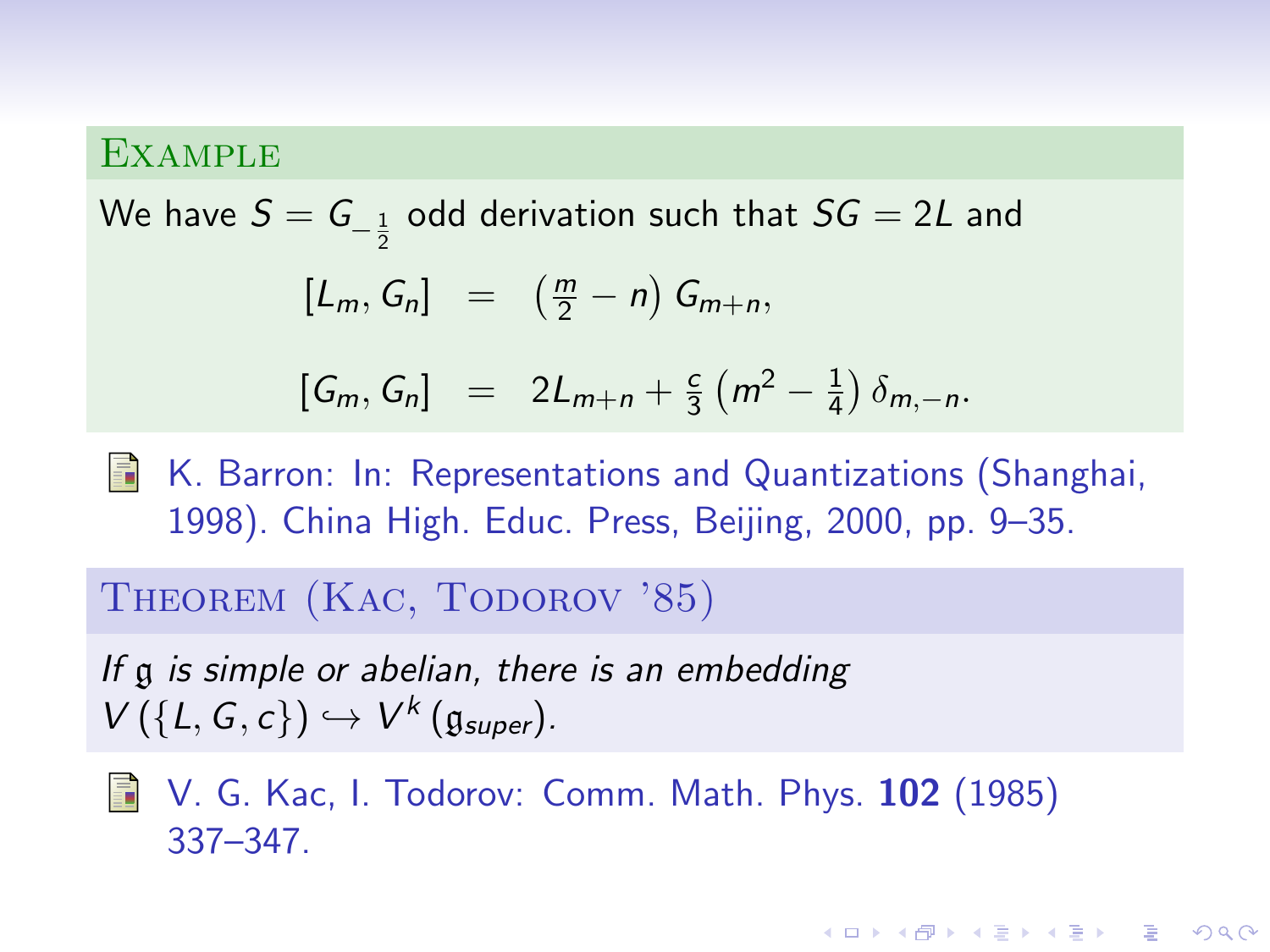**Example**

We have $S = G_{-\frac{1}{2}}$ odd derivation such that $SG = 2L$ and

$$
\begin{aligned}
[L_m, G_n] &= \left(\tfrac{m}{2} - n\right) G_{m+n}, \\
[G_m, G_n] &= 2L_{m+n} + \tfrac{c}{3}\left(m^2 - \tfrac{1}{4}\right)\delta_{m,-n}.
\end{aligned}
$$

K. Barron: In: Representations and Quantizations (Shanghai, 1998). China High. Educ. Press, Beijing, 2000, pp. 9–35.

**Theorem (Kac, Todorov '85)**

*If $\mathfrak{g}$ is simple or abelian, there is an embedding $V(\{L, G, c\}) \hookrightarrow V^k(\mathfrak{g}_{super})$.*

V. G. Kac, I. Todorov: Comm. Math. Phys. **102** (1985) 337–347.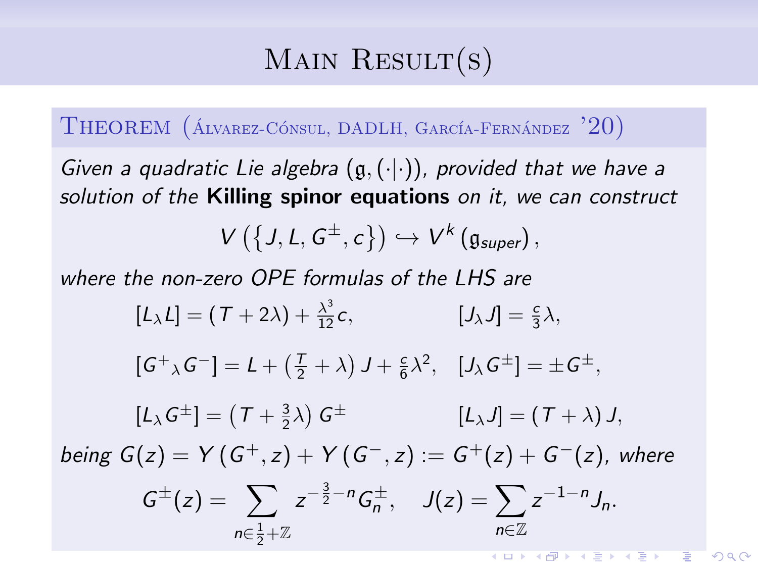# Main Result(s)

**Theorem** (Álvarez-Cónsul, DADLH, García-Fernández '20)

*Given a quadratic Lie algebra* $(\mathfrak{g}, (\cdot|\cdot))$*, provided that we have a solution of the* **Killing spinor equations** *on it, we can construct*

$$V\left(\left\{J, L, G^{\pm}, c\right\}\right) \hookrightarrow V^{k}\left(\mathfrak{g}_{super}\right),$$

*where the non-zero OPE formulas of the LHS are*

$$[L_{\lambda}L] = (T + 2\lambda) + \frac{\lambda^3}{12}c, \qquad [J_{\lambda}J] = \frac{c}{3}\lambda,$$

$$[G^{+}{}_{\lambda}G^{-}] = L + \left(\frac{T}{2} + \lambda\right)J + \frac{c}{6}\lambda^2, \quad [J_{\lambda}G^{\pm}] = \pm G^{\pm},$$

$$[L_{\lambda}G^{\pm}] = \left(T + \frac{3}{2}\lambda\right)G^{\pm} \qquad [L_{\lambda}J] = (T + \lambda)J,$$

*being* $G(z) = Y\left(G^{+}, z\right) + Y\left(G^{-}, z\right) := G^{+}(z) + G^{-}(z)$*, where*

$$G^{\pm}(z) = \sum_{n \in \frac{1}{2} + \mathbb{Z}} z^{-\frac{3}{2} - n} G_n^{\pm}, \quad J(z) = \sum_{n \in \mathbb{Z}} z^{-1-n} J_n.$$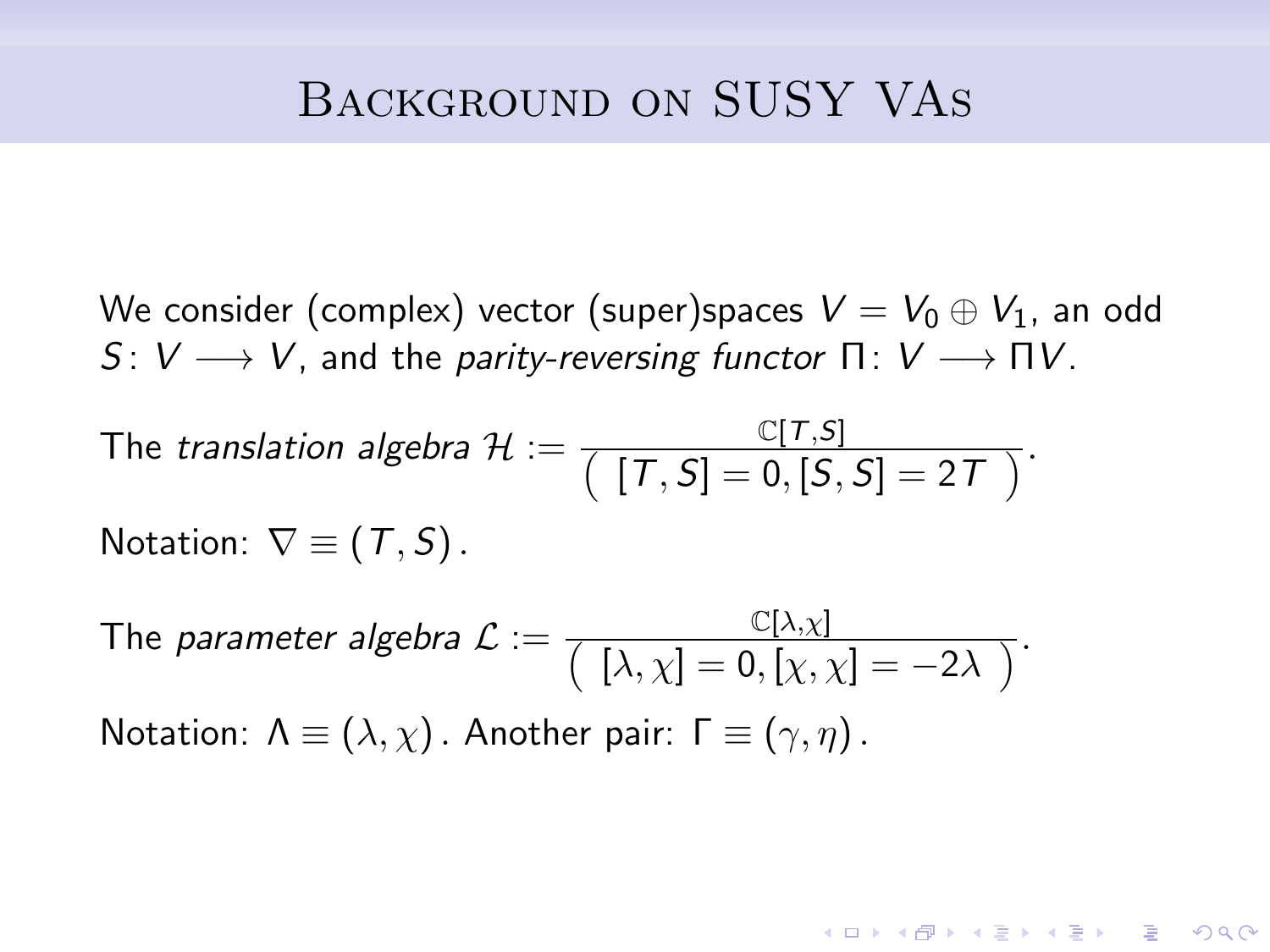# Background on SUSY VAs

We consider (complex) vector (super)spaces $V = V_0 \oplus V_1$, an odd $S\colon V \longrightarrow V$, and the *parity-reversing functor* $\Pi\colon V \longrightarrow \Pi V$.

The *translation algebra* $\mathcal{H} := \dfrac{\mathbb{C}[T,S]}{\left(\ [T,S]=0, [S,S]=2T\ \right)}$.

Notation: $\nabla \equiv (T,S)$.

The *parameter algebra* $\mathcal{L} := \dfrac{\mathbb{C}[\lambda,\chi]}{\left(\ [\lambda,\chi]=0, [\chi,\chi]=-2\lambda\ \right)}$.

Notation: $\Lambda \equiv (\lambda,\chi)$. Another pair: $\Gamma \equiv (\gamma,\eta)$.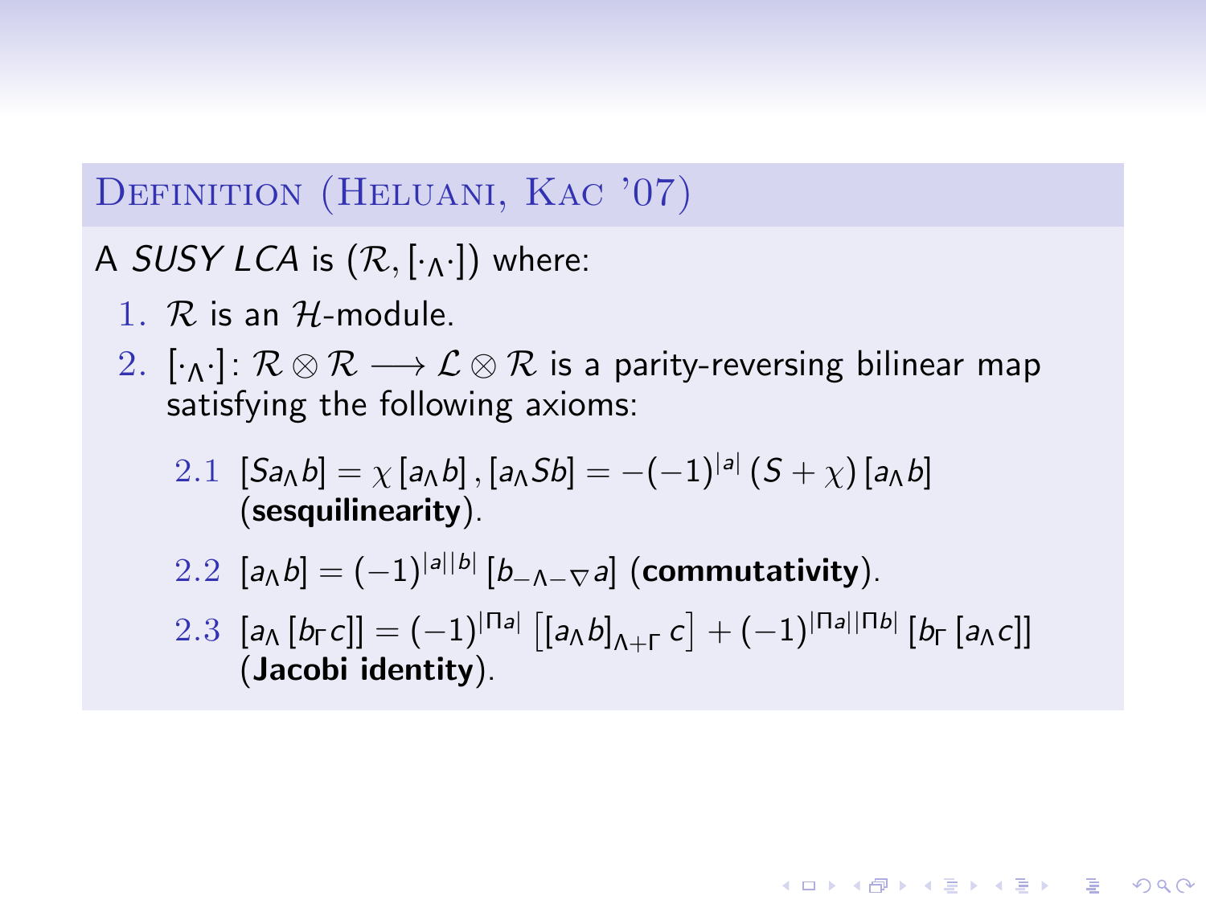### Definition (Heluani, Kac '07)

A *SUSY LCA* is $(\mathcal{R}, [\cdot_\Lambda \cdot])$ where:

1. $\mathcal{R}$ is an $\mathcal{H}$-module.
2. $[\cdot_\Lambda \cdot] \colon \mathcal{R} \otimes \mathcal{R} \longrightarrow \mathcal{L} \otimes \mathcal{R}$ is a parity-reversing bilinear map satisfying the following axioms:

    2.1 $[Sa_\Lambda b] = \chi [a_\Lambda b], [a_\Lambda Sb] = -(-1)^{|a|} (S + \chi) [a_\Lambda b]$ (**sesquilinearity**).

    2.2 $[a_\Lambda b] = (-1)^{|a||b|} [b_{-\Lambda-\nabla} a]$ (**commutativity**).

    2.3 $[a_\Lambda [b_\Gamma c]] = (-1)^{|\Pi a|} \left[[a_\Lambda b]_{\Lambda+\Gamma} c\right] + (-1)^{|\Pi a||\Pi b|} [b_\Gamma [a_\Lambda c]]$ (**Jacobi identity**).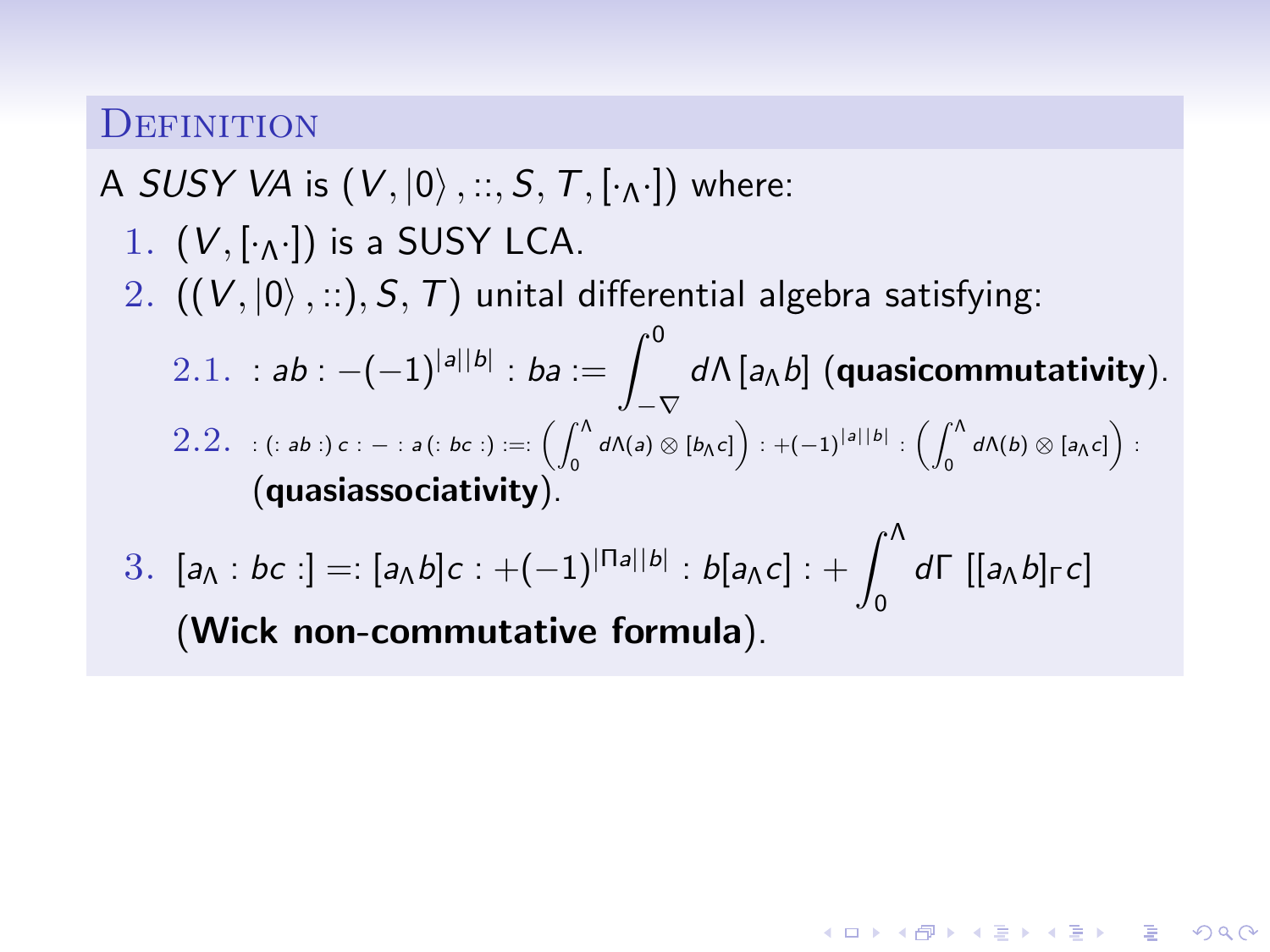## Definition

A *SUSY VA* is $(V, |0\rangle, ::, S, T, [\cdot_\Lambda \cdot])$ where:

1. $(V, [\cdot_\Lambda \cdot])$ is a SUSY LCA.
2. $((V, |0\rangle, ::), S, T)$ unital differential algebra satisfying:
   2.1. $: ab : -(-1)^{|a||b|} : ba := \displaystyle\int_{-\nabla}^{0} d\Lambda \, [a_\Lambda b]$ (**quasicommutativity**).
   2.2. $: (: ab :) \, c : - : a \, (: bc :) :=: \left( \displaystyle\int_0^\Lambda d\Lambda(a) \otimes [b_\Lambda c] \right) : + (-1)^{|a||b|} : \left( \displaystyle\int_0^\Lambda d\Lambda(b) \otimes [a_\Lambda c] \right) :$ (**quasiassociativity**).
3. $[a_\Lambda : bc :] =: [a_\Lambda b] c : + (-1)^{|\Pi a||b|} : b [a_\Lambda c] : + \displaystyle\int_0^\Lambda d\Gamma \, [[a_\Lambda b]_\Gamma c]$ (**Wick non-commutative formula**).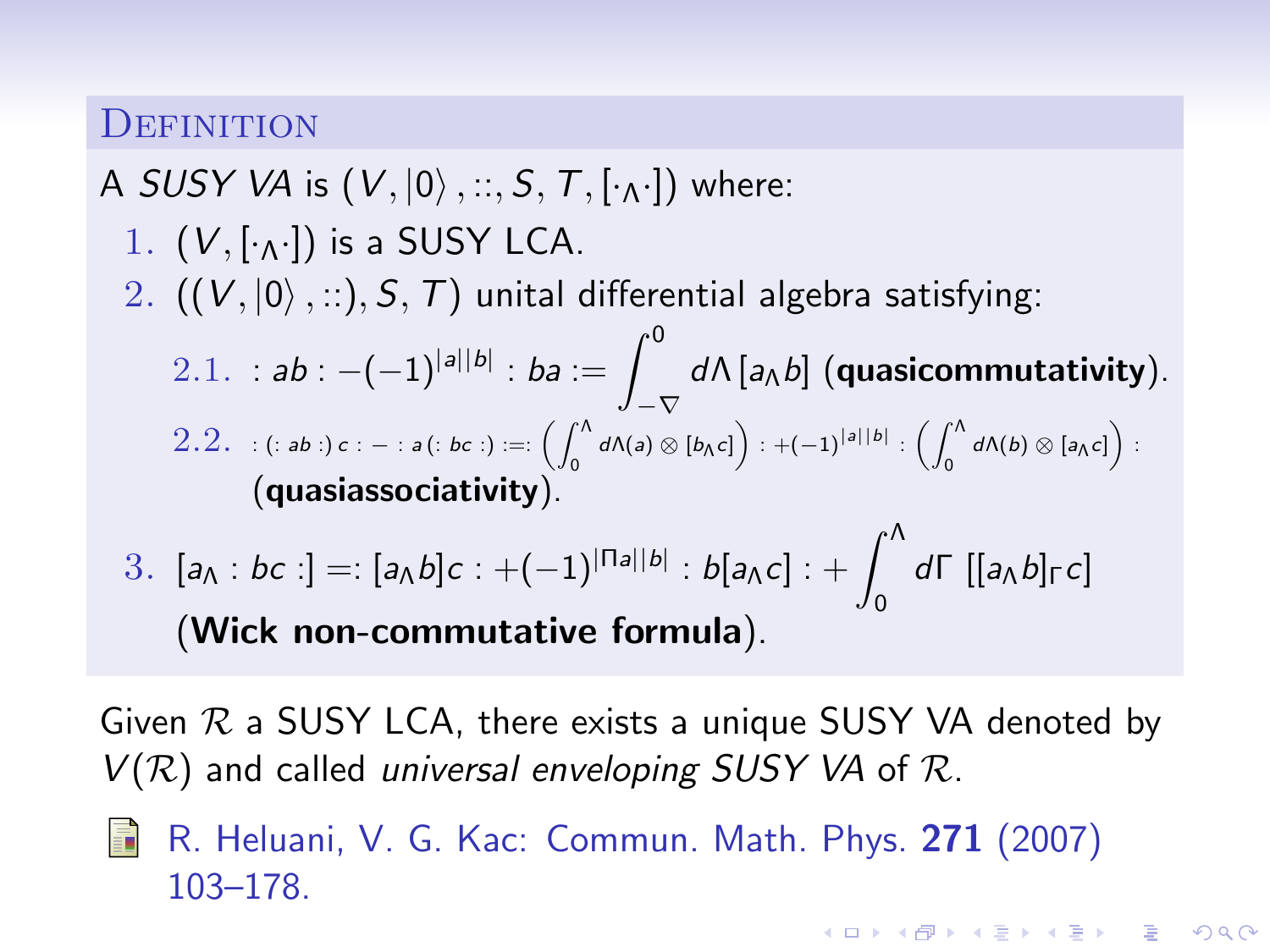**Definition**

A *SUSY VA* is $(V, |0\rangle, ::, S, T, [\cdot_\Lambda \cdot])$ where:

1. $(V, [\cdot_\Lambda \cdot])$ is a SUSY LCA.
2. $((V, |0\rangle, ::), S, T)$ unital differential algebra satisfying:
   
   2.1. $:ab: - (-1)^{|a||b|} :ba: = \int_{-\nabla}^{0} d\Lambda \, [a_\Lambda b]$ (**quasicommutativity**).
   
   2.2. $:(:ab:)c: - :a(:bc:): = :\left(\int_0^\Lambda d\Lambda(a) \otimes [b_\Lambda c]\right): + (-1)^{|a||b|} :\left(\int_0^\Lambda d\Lambda(b) \otimes [a_\Lambda c]\right):$ (**quasiassociativity**).
3. $[a_\Lambda :bc:] = :[a_\Lambda b]c: + (-1)^{|\Pi a||b|} :b[a_\Lambda c]: + \int_0^\Lambda d\Gamma \, [[a_\Lambda b]_\Gamma c]$ (**Wick non-commutative formula**).

Given $\mathcal{R}$ a SUSY LCA, there exists a unique SUSY VA denoted by $V(\mathcal{R})$ and called *universal enveloping SUSY VA* of $\mathcal{R}$.

R. Heluani, V. G. Kac: Commun. Math. Phys. **271** (2007) 103–178.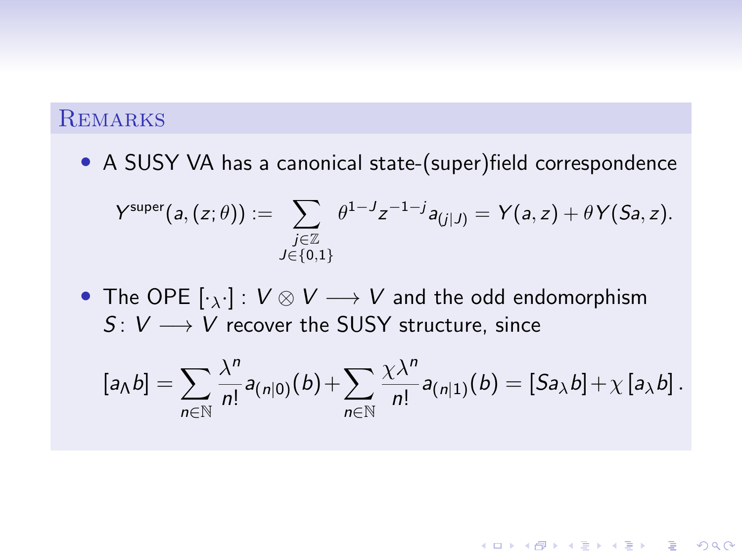## Remarks

- A SUSY VA has a canonical state-(super)field correspondence

$$Y^{\text{super}}(a,(z;\theta)) := \sum_{\substack{j\in\mathbb{Z} \\ J\in\{0,1\}}} \theta^{1-J} z^{-1-j} a_{(j|J)} = Y(a,z) + \theta Y(Sa,z).$$

- The OPE $[\cdot_\lambda \cdot] : V \otimes V \longrightarrow V$ and the odd endomorphism $S \colon V \longrightarrow V$ recover the SUSY structure, since

$$[a_\Lambda b] = \sum_{n\in\mathbb{N}} \frac{\lambda^n}{n!} a_{(n|0)}(b) + \sum_{n\in\mathbb{N}} \frac{\chi\lambda^n}{n!} a_{(n|1)}(b) = [Sa_\lambda b] + \chi\,[a_\lambda b]\,.$$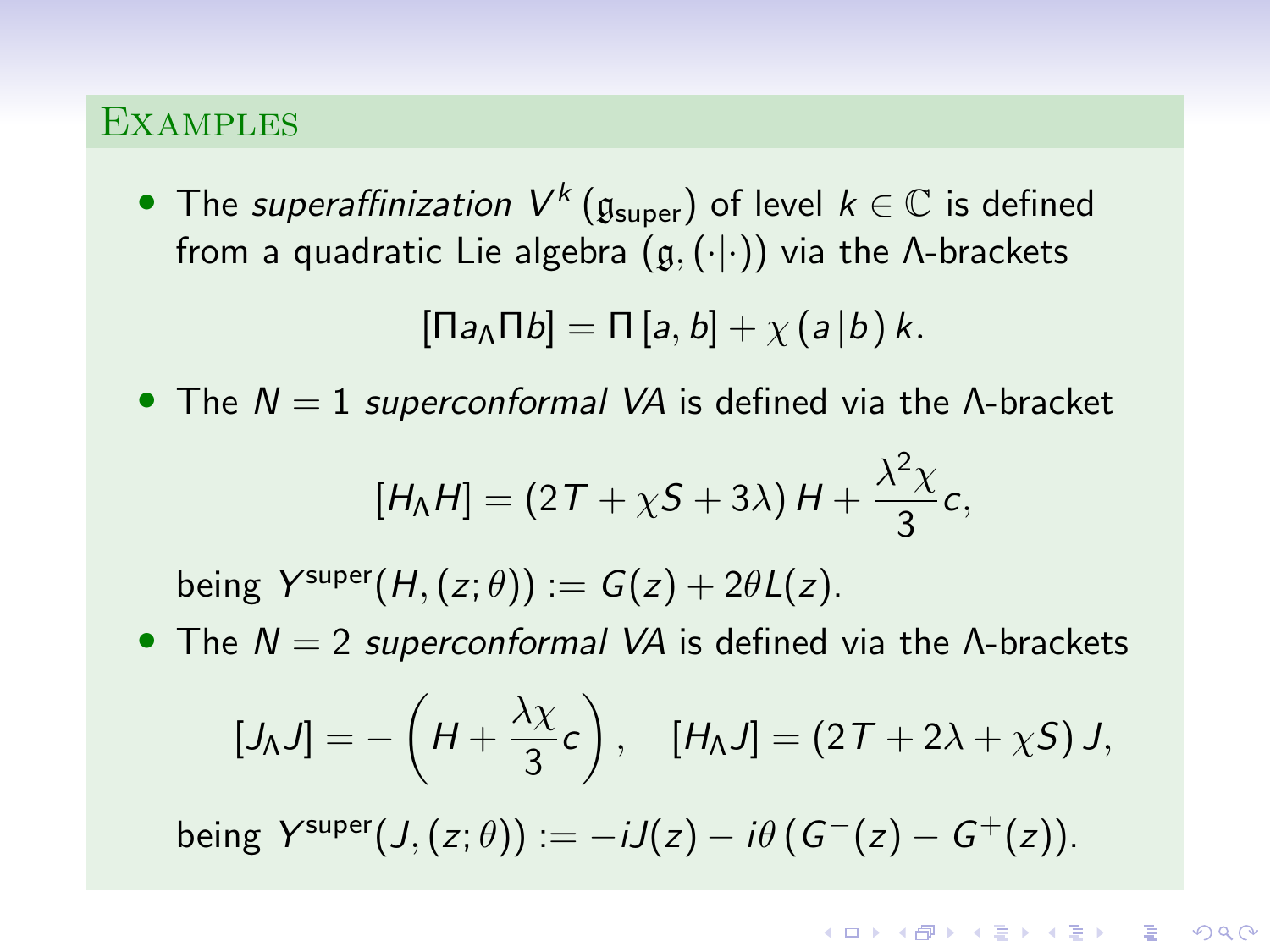## Examples

- The *superaffinization* $V^k(\mathfrak{g}_{\text{super}})$ of level $k \in \mathbb{C}$ is defined from a quadratic Lie algebra $(\mathfrak{g}, (\cdot|\cdot))$ via the $\Lambda$-brackets

$$[\Pi a_\Lambda \Pi b] = \Pi [a, b] + \chi (a|b) k.$$

- The $N = 1$ *superconformal VA* is defined via the $\Lambda$-bracket

$$[H_\Lambda H] = (2T + \chi S + 3\lambda) H + \frac{\lambda^2 \chi}{3} c,$$

being $Y^{\text{super}}(H, (z; \theta)) := G(z) + 2\theta L(z)$.

- The $N = 2$ *superconformal VA* is defined via the $\Lambda$-brackets

$$[J_\Lambda J] = -\left( H + \frac{\lambda\chi}{3} c \right), \quad [H_\Lambda J] = (2T + 2\lambda + \chi S) J,$$

being $Y^{\text{super}}(J, (z; \theta)) := -iJ(z) - i\theta (G^-(z) - G^+(z))$.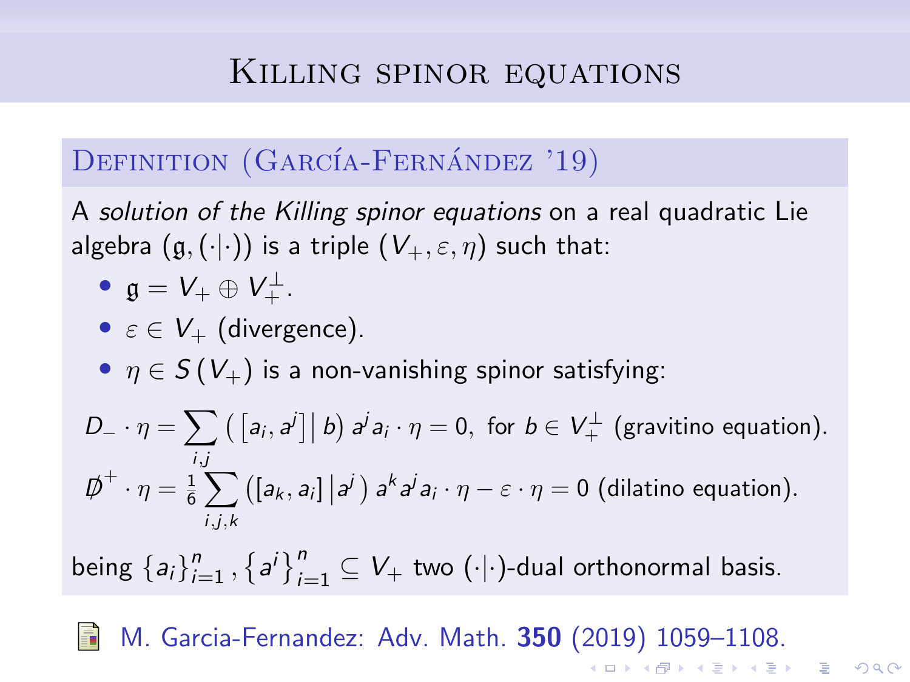# Killing spinor equations

## Definition (García-Fernández '19)

A *solution of the Killing spinor equations* on a real quadratic Lie algebra $(\mathfrak{g}, (\cdot|\cdot))$ is a triple $(V_+, \varepsilon, \eta)$ such that:

- $\mathfrak{g} = V_+ \oplus V_+^\perp$.
- $\varepsilon \in V_+$ (divergence).
- $\eta \in S(V_+)$ is a non-vanishing spinor satisfying:

$$D_- \cdot \eta = \sum_{i,j} \left( \left[a_i, a^j\right] \middle| \, b \right) a^j a_i \cdot \eta = 0, \text{ for } b \in V_+^\perp \text{ (gravitino equation).}$$

$$\not{D}^+ \cdot \eta = \frac{1}{6} \sum_{i,j,k} \left( [a_k, a_i] \middle| a^j \right) a^k a^j a_i \cdot \eta - \varepsilon \cdot \eta = 0 \text{ (dilatino equation).}$$

being $\{a_i\}_{i=1}^n, \{a^i\}_{i=1}^n \subseteq V_+$ two $(\cdot|\cdot)$-dual orthonormal basis.

M. Garcia-Fernandez: Adv. Math. **350** (2019) 1059–1108.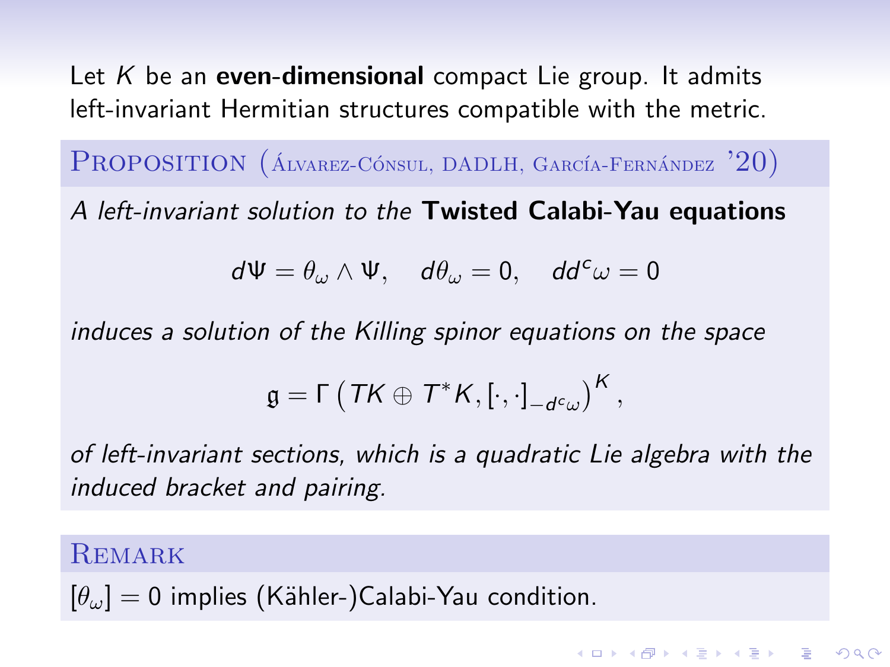Let $K$ be an **even-dimensional** compact Lie group. It admits left-invariant Hermitian structures compatible with the metric.

**Proposition (Álvarez-Cónsul, DADLH, García-Fernández '20)**

*A left-invariant solution to the* **Twisted Calabi-Yau equations**

$$d\Psi = \theta_\omega \wedge \Psi, \quad d\theta_\omega = 0, \quad dd^c\omega = 0$$

*induces a solution of the Killing spinor equations on the space*

$$\mathfrak{g} = \Gamma\left(TK \oplus T^*K, [\cdot,\cdot]_{-d^c\omega}\right)^K,$$

*of left-invariant sections, which is a quadratic Lie algebra with the induced bracket and pairing.*

**Remark**

$[\theta_\omega] = 0$ implies (Kähler-)Calabi-Yau condition.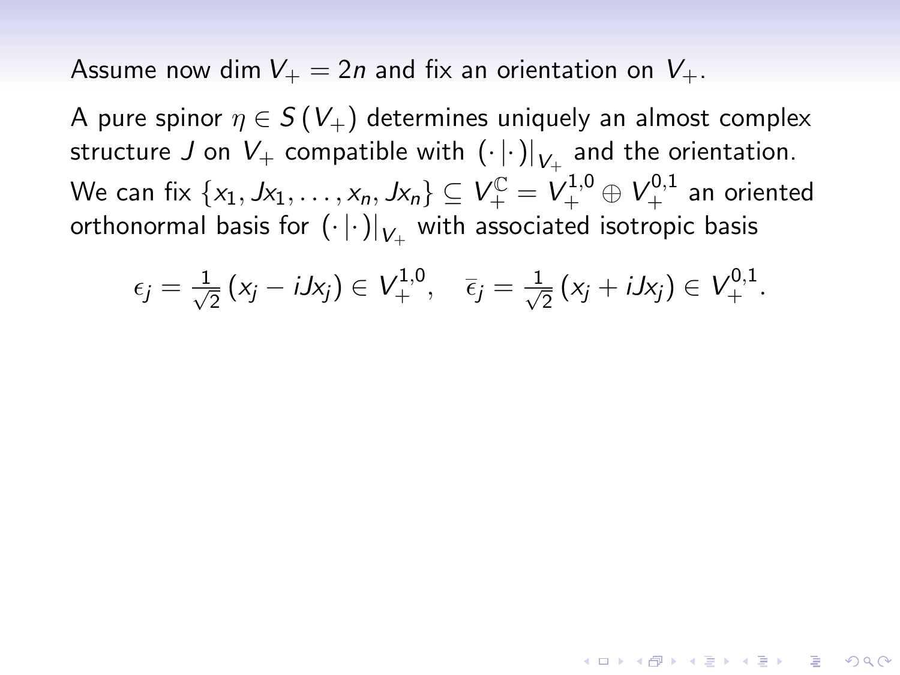Assume now $\dim V_+ = 2n$ and fix an orientation on $V_+$.

A pure spinor $\eta \in S(V_+)$ determines uniquely an almost complex structure $J$ on $V_+$ compatible with $(\cdot|\cdot)|_{V_+}$ and the orientation. We can fix $\{x_1, Jx_1, \ldots, x_n, Jx_n\} \subseteq V_+^{\mathbb{C}} = V_+^{1,0} \oplus V_+^{0,1}$ an oriented orthonormal basis for $(\cdot|\cdot)|_{V_+}$ with associated isotropic basis

$$\epsilon_j = \frac{1}{\sqrt{2}}(x_j - iJx_j) \in V_+^{1,0}, \quad \bar{\epsilon}_j = \frac{1}{\sqrt{2}}(x_j + iJx_j) \in V_+^{0,1}.$$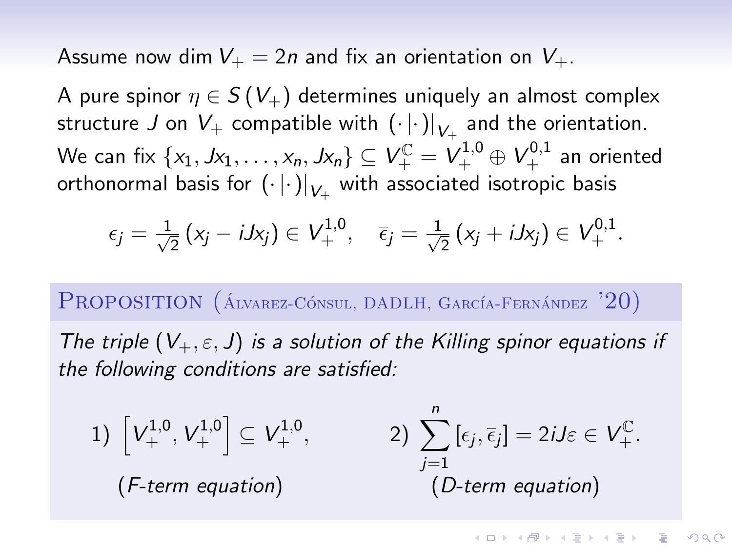Assume now $\dim V_+ = 2n$ and fix an orientation on $V_+$.

A pure spinor $\eta \in S(V_+)$ determines uniquely an almost complex structure $J$ on $V_+$ compatible with $(\cdot|\cdot)|_{V_+}$ and the orientation. We can fix $\{x_1, Jx_1, \ldots, x_n, Jx_n\} \subseteq V_+^{\mathbb{C}} = V_+^{1,0} \oplus V_+^{0,1}$ an oriented orthonormal basis for $(\cdot|\cdot)|_{V_+}$ with associated isotropic basis

$$\epsilon_j = \frac{1}{\sqrt{2}}(x_j - iJx_j) \in V_+^{1,0}, \quad \bar{\epsilon}_j = \frac{1}{\sqrt{2}}(x_j + iJx_j) \in V_+^{0,1}.$$

**Proposition (Álvarez-Cónsul, DADLH, García-Fernández '20)**

*The triple $(V_+, \varepsilon, J)$ is a solution of the Killing spinor equations if the following conditions are satisfied:*

1) $\left[V_+^{1,0}, V_+^{1,0}\right] \subseteq V_+^{1,0}$, (*F-term equation*)

2) $\displaystyle\sum_{j=1}^{n} [\epsilon_j, \bar{\epsilon}_j] = 2iJ\varepsilon \in V_+^{\mathbb{C}}$. (*D-term equation*)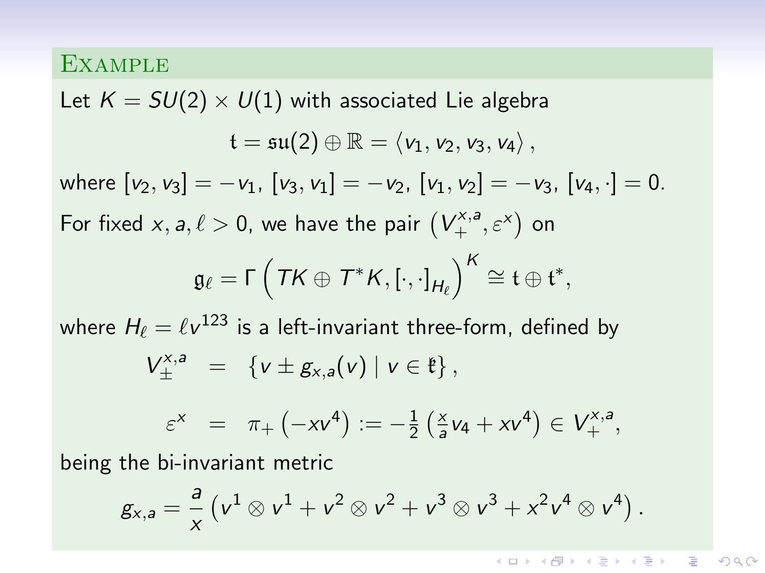### Example

Let $K = SU(2) \times U(1)$ with associated Lie algebra

$$\mathfrak{k} = \mathfrak{su}(2) \oplus \mathbb{R} = \langle v_1, v_2, v_3, v_4 \rangle ,$$

where $[v_2, v_3] = -v_1$, $[v_3, v_1] = -v_2$, $[v_1, v_2] = -v_3$, $[v_4, \cdot] = 0$.

For fixed $x, a, \ell > 0$, we have the pair $\left(V_+^{x,a}, \varepsilon^x\right)$ on

$$\mathfrak{g}_\ell = \Gamma\left(TK \oplus T^*K, [\cdot,\cdot]_{H_\ell}\right)^K \cong \mathfrak{k} \oplus \mathfrak{k}^*,$$

where $H_\ell = \ell v^{123}$ is a left-invariant three-form, defined by

$$V_\pm^{x,a} = \left\{ v \pm g_{x,a}(v) \mid v \in \mathfrak{k} \right\},$$

$$\varepsilon^x = \pi_+\left(-x v^4\right) := -\tfrac{1}{2}\left(\tfrac{x}{a} v_4 + x v^4\right) \in V_+^{x,a},$$

being the bi-invariant metric

$$g_{x,a} = \frac{a}{x}\left(v^1 \otimes v^1 + v^2 \otimes v^2 + v^3 \otimes v^3 + x^2 v^4 \otimes v^4\right).$$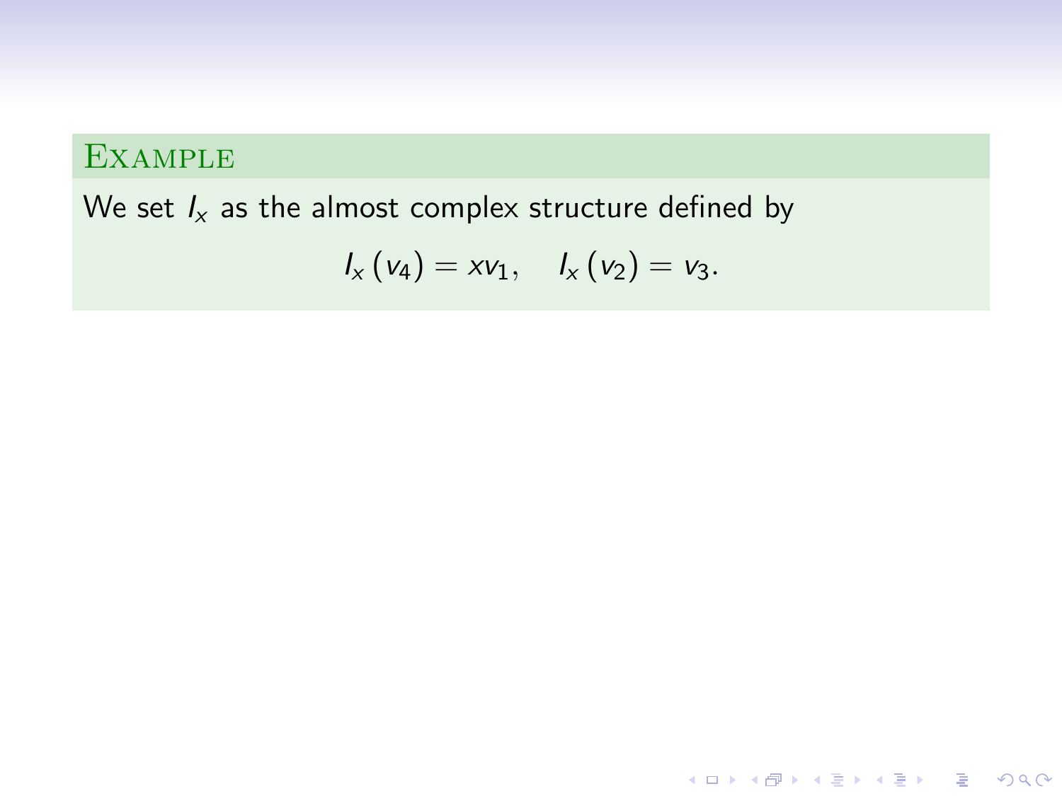**Example**

We set $I_x$ as the almost complex structure defined by

$$I_x\left(v_4\right) = x v_1, \quad I_x\left(v_2\right) = v_3.$$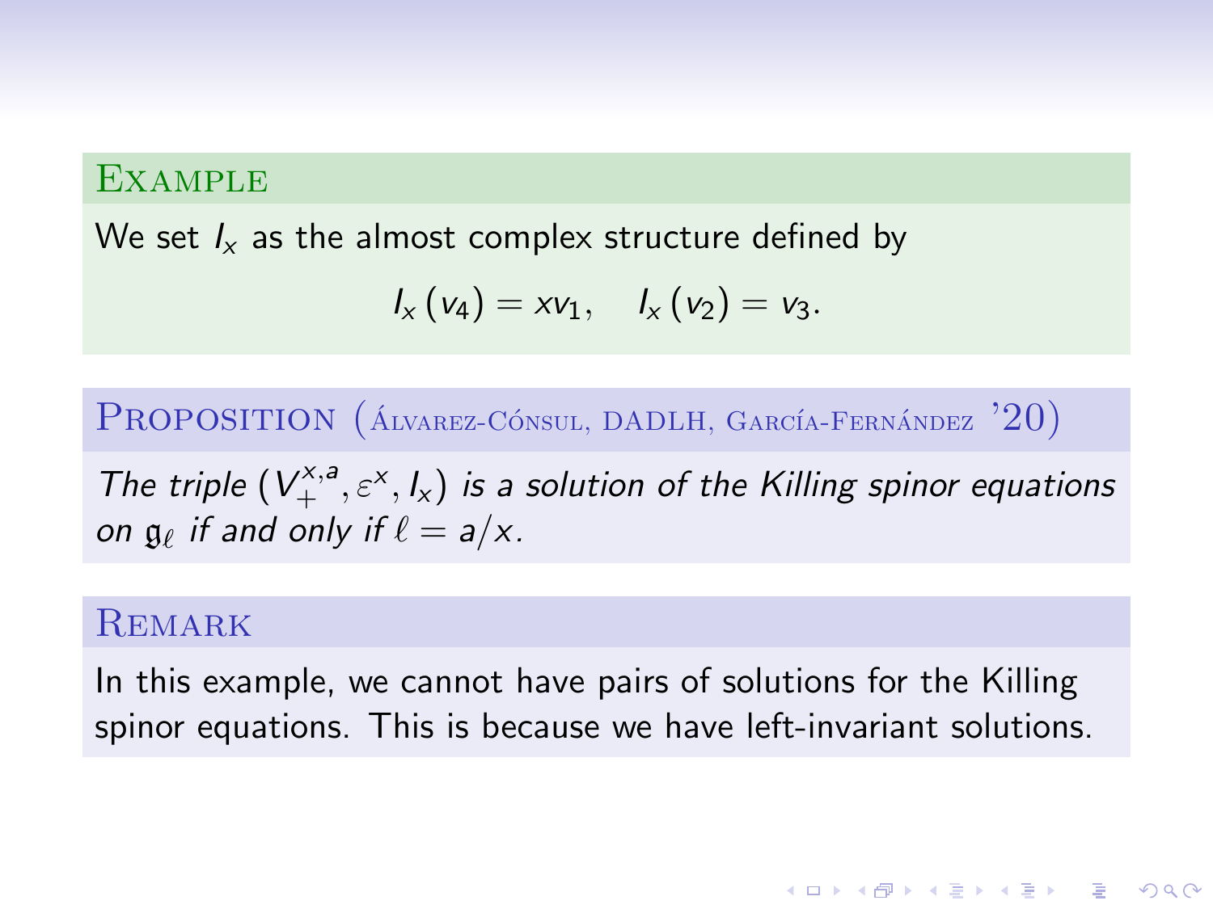**Example**

We set $I_x$ as the almost complex structure defined by

$$I_x(v_4) = xv_1, \quad I_x(v_2) = v_3.$$

**Proposition** (Álvarez-Cónsul, DADLH, García-Fernández '20)

*The triple $(V_+^{x,a}, \varepsilon^x, I_x)$ is a solution of the Killing spinor equations on $\mathfrak{g}_\ell$ if and only if $\ell = a/x$.*

**Remark**

In this example, we cannot have pairs of solutions for the Killing spinor equations. This is because we have left-invariant solutions.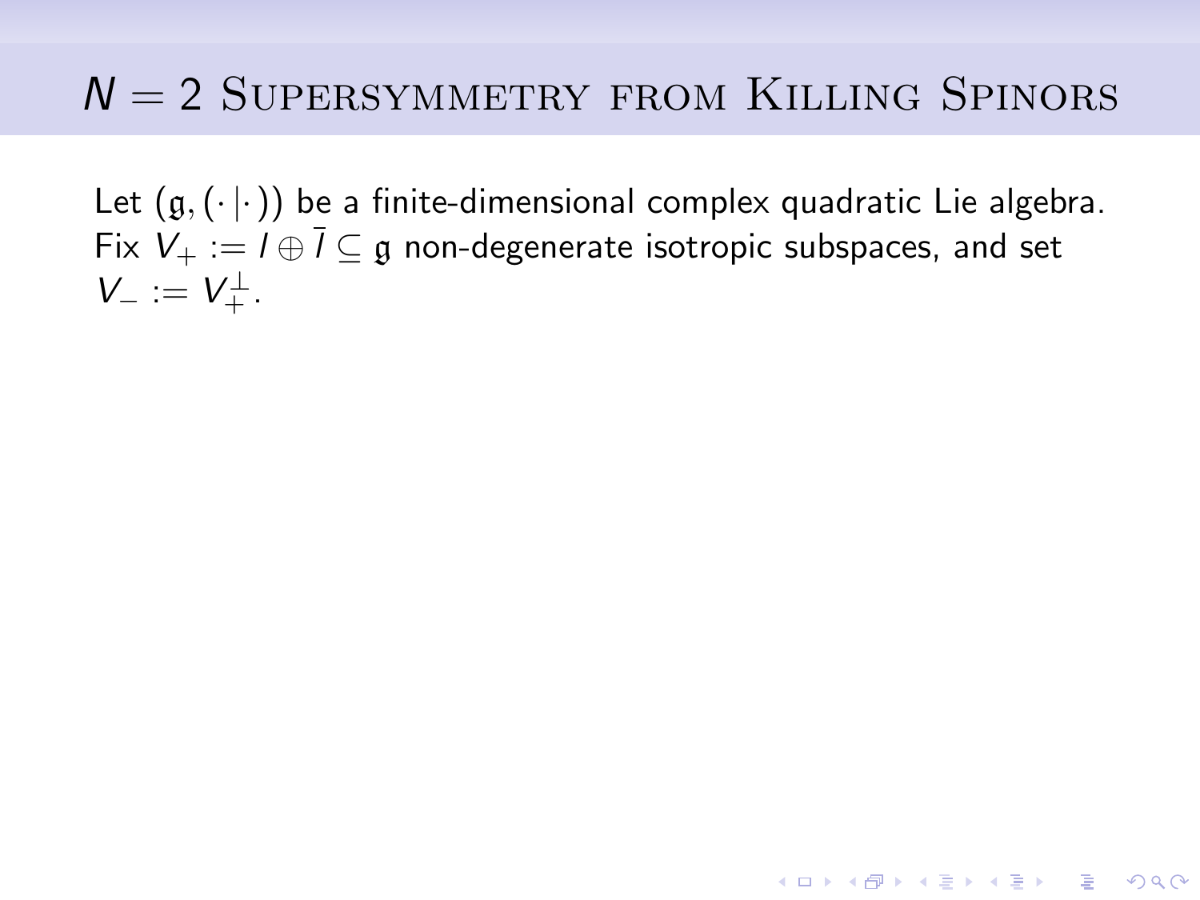# $N = 2$ Supersymmetry from Killing Spinors

Let $(\mathfrak{g}, (\cdot\,|\,\cdot))$ be a finite-dimensional complex quadratic Lie algebra. Fix $V_+ := I \oplus \bar{I} \subseteq \mathfrak{g}$ non-degenerate isotropic subspaces, and set $V_- := V_+^\perp$.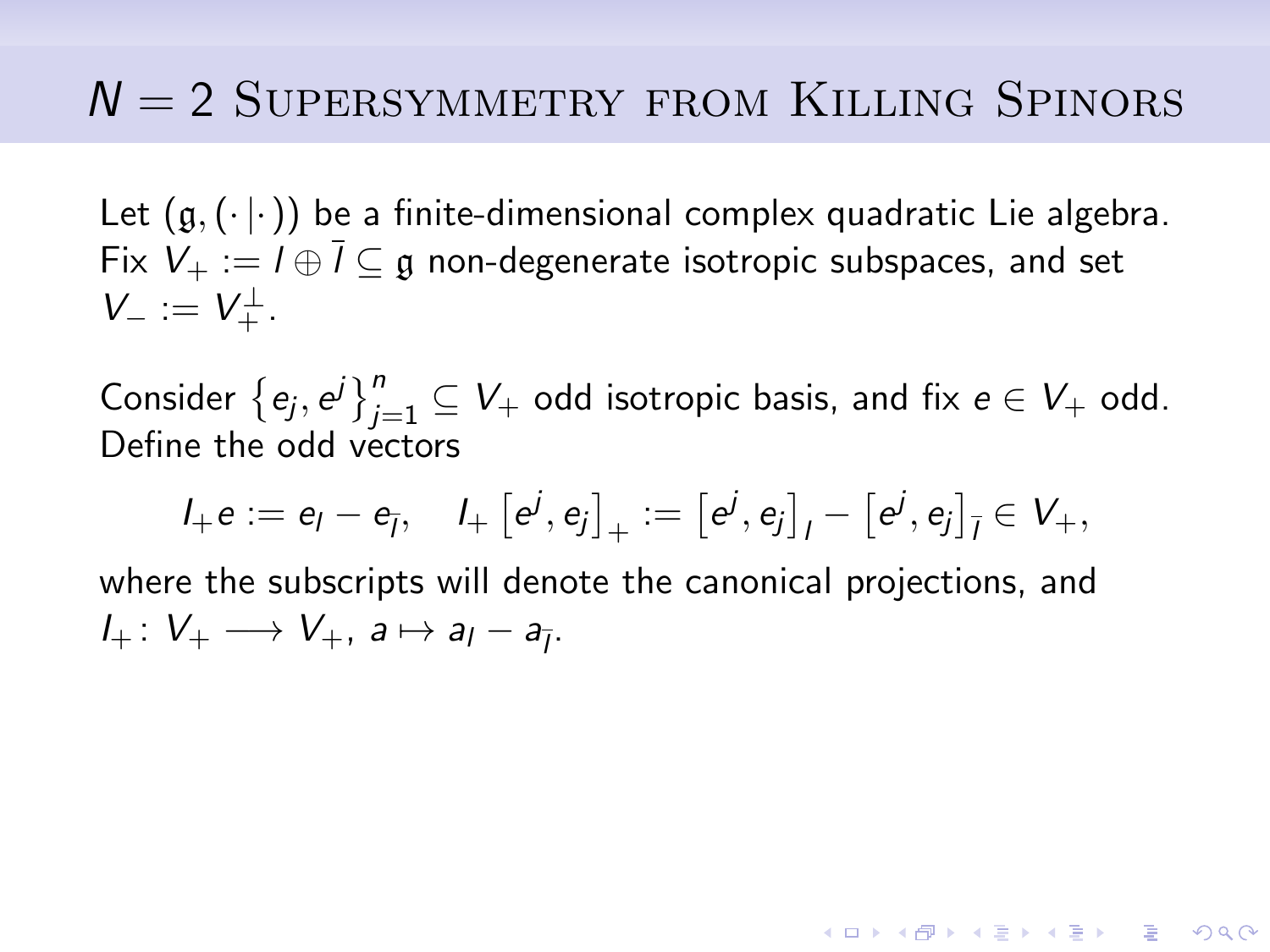# $N = 2$ Supersymmetry from Killing Spinors

Let $(\mathfrak{g}, (\cdot|\cdot))$ be a finite-dimensional complex quadratic Lie algebra. Fix $V_+ := I \oplus \bar{I} \subseteq \mathfrak{g}$ non-degenerate isotropic subspaces, and set $V_- := V_+^\perp$.

Consider $\{e_j, e^j\}_{j=1}^n \subseteq V_+$ odd isotropic basis, and fix $e \in V_+$ odd. Define the odd vectors

$$I_+ e := e_I - e_{\bar{I}}, \quad I_+ \left[e^j, e_j\right]_+ := \left[e^j, e_j\right]_I - \left[e^j, e_j\right]_{\bar{I}} \in V_+,$$

where the subscripts will denote the canonical projections, and $I_+ \colon V_+ \longrightarrow V_+$, $a \mapsto a_I - a_{\bar{I}}$.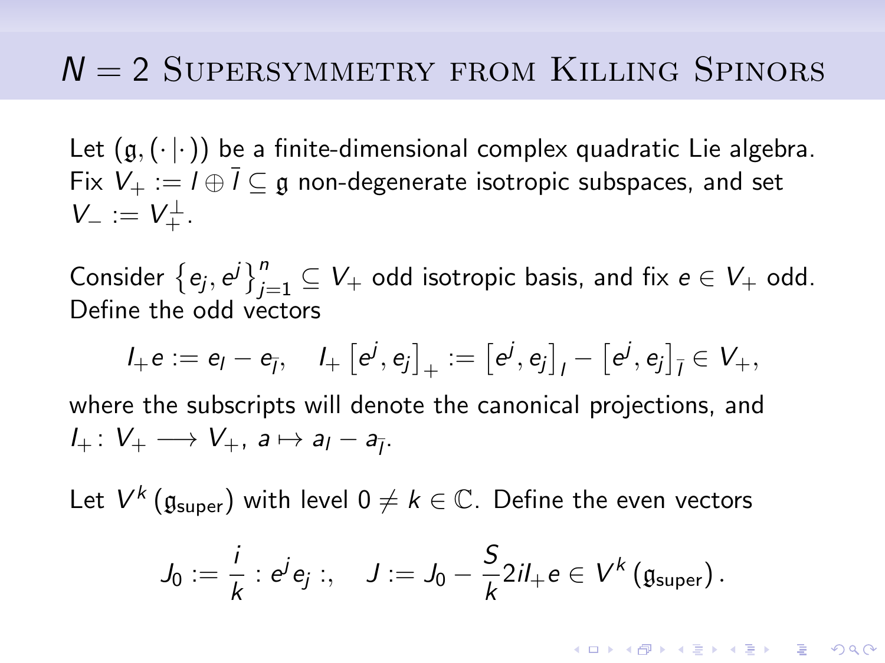# $N = 2$ Supersymmetry from Killing Spinors

Let $(\mathfrak{g}, (\cdot|\cdot))$ be a finite-dimensional complex quadratic Lie algebra. Fix $V_+ := l \oplus \bar{l} \subseteq \mathfrak{g}$ non-degenerate isotropic subspaces, and set $V_- := V_+^{\perp}$.

Consider $\left\{e_j, e^j\right\}_{j=1}^{n} \subseteq V_+$ odd isotropic basis, and fix $e \in V_+$ odd. Define the odd vectors

$$I_+ e := e_l - e_{\bar{l}}, \quad I_+ \left[e^j, e_j\right]_+ := \left[e^j, e_j\right]_l - \left[e^j, e_j\right]_{\bar{l}} \in V_+,$$

where the subscripts will denote the canonical projections, and $I_+ \colon V_+ \longrightarrow V_+$, $a \mapsto a_l - a_{\bar{l}}$.

Let $V^k\left(\mathfrak{g}_{\text{super}}\right)$ with level $0 \neq k \in \mathbb{C}$. Define the even vectors

$$J_0 := \frac{i}{k} : e^j e_j :, \quad J := J_0 - \frac{S}{k} 2i I_+ e \in V^k\left(\mathfrak{g}_{\text{super}}\right).$$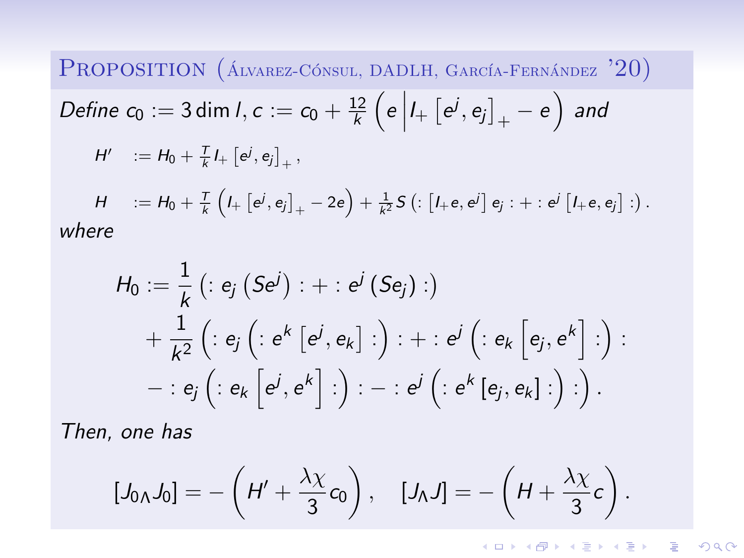**Proposition** (Álvarez-Cónsul, DADLH, García-Fernández '20)

*Define* $c_0 := 3\dim l$, $c := c_0 + \frac{12}{k}\left(e \middle| I_+\left[e^j, e_j\right]_+ - e\right)$ *and*

$$H' := H_0 + \tfrac{T}{k} I_+\left[e^j, e_j\right]_+ ,$$

$$H := H_0 + \tfrac{T}{k}\left(I_+\left[e^j, e_j\right]_+ - 2e\right) + \tfrac{1}{k^2} S\left(:\left[I_+ e, e^j\right] e_j : + : e^j\left[I_+ e, e_j\right] :\right).$$

*where*

$$\begin{aligned} H_0 := &\frac{1}{k}\left(: e_j\left(S e^j\right) : + : e^j\left(S e_j\right) :\right) \\ &+ \frac{1}{k^2}\Big(: e_j\left(: e^k\left[e^j, e_k\right] :\right) : + : e^j\left(: e_k\left[e_j, e^k\right] :\right) : \\ &- : e_j\left(: e_k\left[e^j, e^k\right] :\right) : - : e^j\left(: e^k\left[e_j, e_k\right] :\right) :\Big). \end{aligned}$$

*Then, one has*

$$\left[J_{0\,\Lambda} J_0\right] = -\left(H' + \frac{\lambda\chi}{3} c_0\right), \quad \left[J_\Lambda J\right] = -\left(H + \frac{\lambda\chi}{3} c\right).$$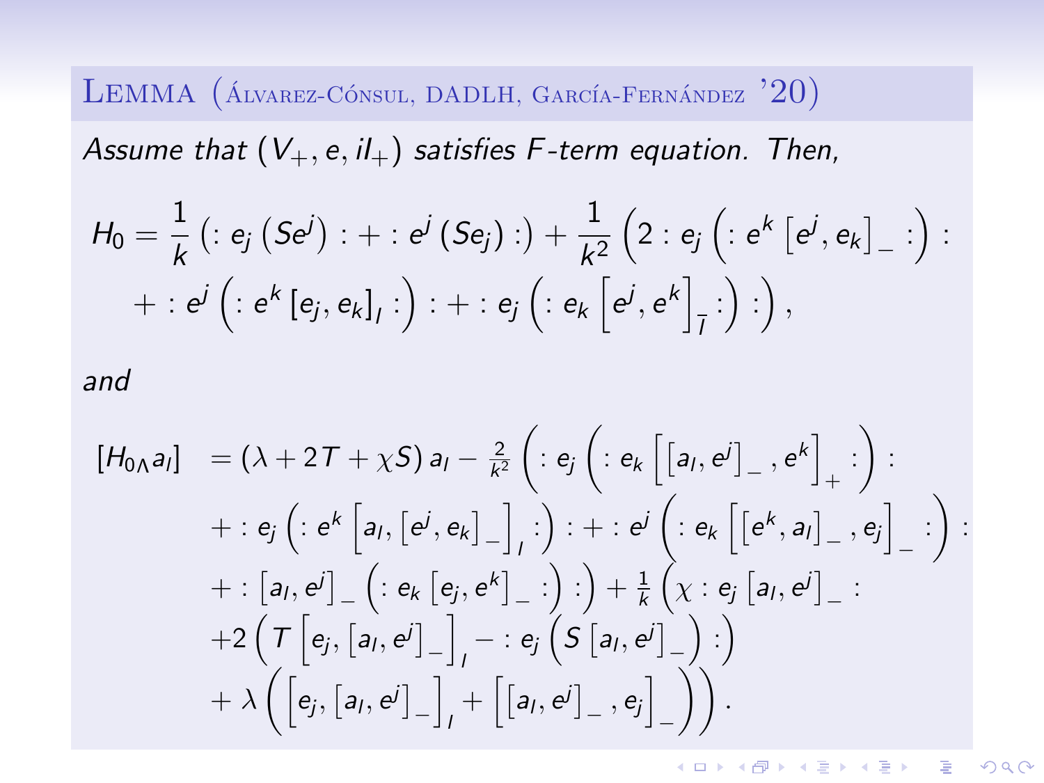**Lemma** (Álvarez-Cónsul, DADLH, García-Fernández '20)

*Assume that $(V_+, e, iI_+)$ satisfies F-term equation. Then,*

$$H_0 = \frac{1}{k}\left(: e_j \left(Se^j\right) : + : e^j \left(Se_j\right) :\right) + \frac{1}{k^2}\left(2 : e_j \left(: e^k \left[e^j, e_k\right]_- :\right) : \right.$$
$$\left. + : e^j \left(: e^k \left[e_j, e_k\right]_l :\right) : + : e_j \left(: e_k \left[e^j, e^k\right]_{\bar{l}} :\right) :\right),$$

*and*

$$\begin{aligned}
[H_{0\Lambda} a_l] &= (\lambda + 2T + \chi S)\, a_l - \tfrac{2}{k^2}\left(: e_j \left(: e_k \left[\left[a_l, e^j\right]_-, e^k\right]_+ :\right) : \right.\\
&\quad + : e_j \left(: e^k \left[a_l, \left[e^j, e_k\right]_-\right]_l :\right) : + : e^j \left(: e_k \left[\left[e^k, a_l\right]_-, e_j\right]_- :\right) :\\
&\quad + : \left[a_l, e^j\right]_- \left(: e_k \left[e_j, e^k\right]_- :\right) :\Big) + \tfrac{1}{k}\Big(\chi : e_j \left[a_l, e^j\right]_- :\\
&\quad + 2\left(T\left[e_j, \left[a_l, e^j\right]_-\right]_l - : e_j \left(S\left[a_l, e^j\right]_-\right) :\right)\\
&\quad \left. + \lambda\left(\left[e_j, \left[a_l, e^j\right]_-\right]_l + \left[\left[a_l, e^j\right]_-, e_j\right]_-\right)\right).
\end{aligned}$$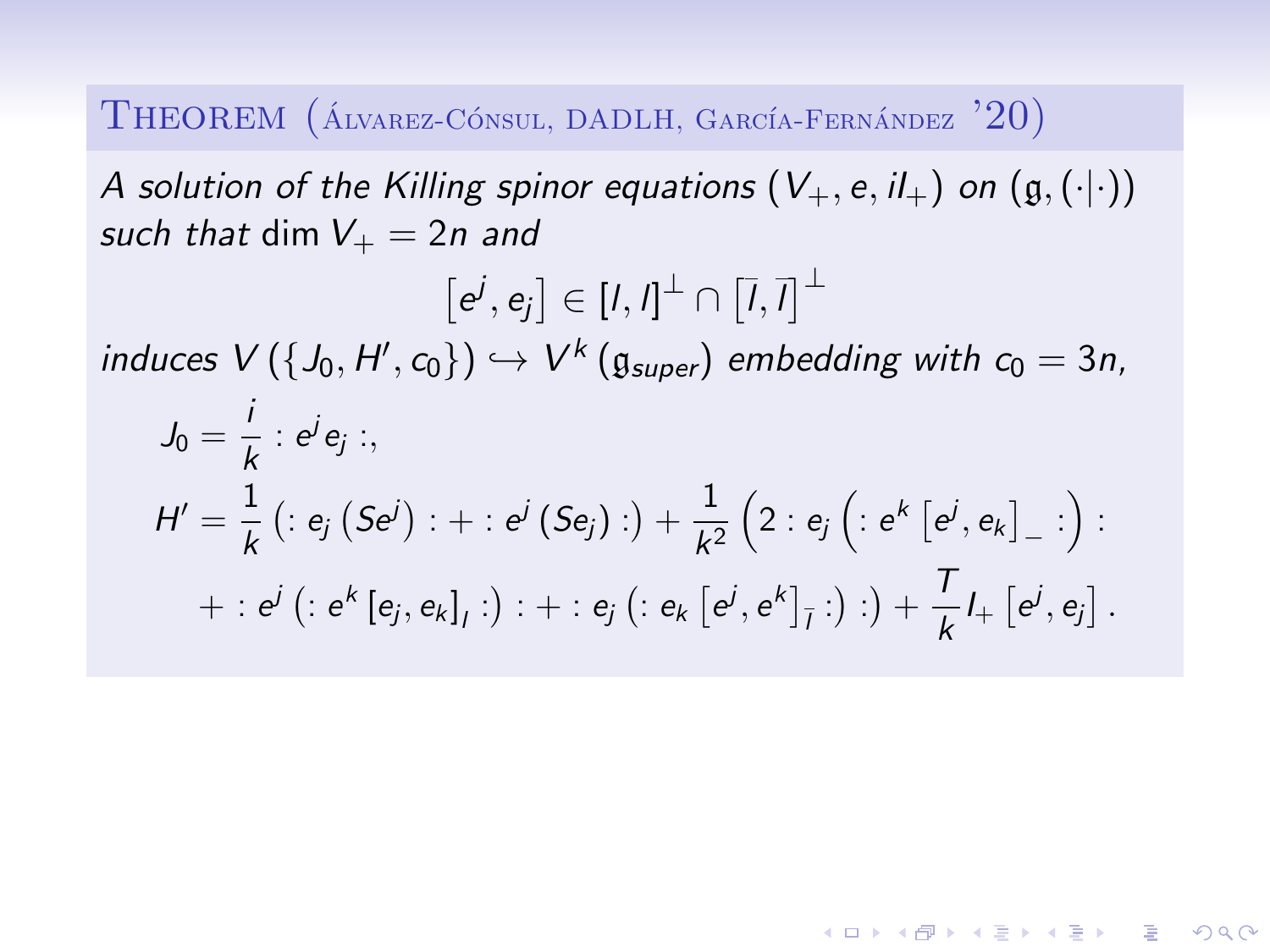**Theorem (Álvarez-Cónsul, DADLH, García-Fernández '20)**

*A solution of the Killing spinor equations* $(V_+, e, iI_+)$ *on* $(\mathfrak{g}, (\cdot|\cdot))$ *such that* $\dim V_+ = 2n$ *and*

$$\left[e^j, e_j\right] \in [I, I]^\perp \cap \left[\overline{I}, \overline{I}\right]^\perp$$

*induces* $V\left(\{J_0, H', c_0\}\right) \hookrightarrow V^k\left(\mathfrak{g}_{super}\right)$ *embedding with* $c_0 = 3n$,

$$
\begin{aligned}
J_0 &= \frac{i}{k} : e^j e_j :, \\
H' &= \frac{1}{k}\left(: e_j \left(S e^j\right) : + : e^j \left(S e_j\right) :\right) + \frac{1}{k^2}\Big(2 : e_j \Big(: e^k \left[e^j, e_k\right]_- :\Big) : \\
&\quad + : e^j \left(: e^k \left[e_j, e_k\right]_I :\right) : + : e_j \left(: e_k \left[e^j, e^k\right]_{\overline{I}} :\right) :\Big) + \frac{T}{k} I_+ \left[e^j, e_j\right].
\end{aligned}
$$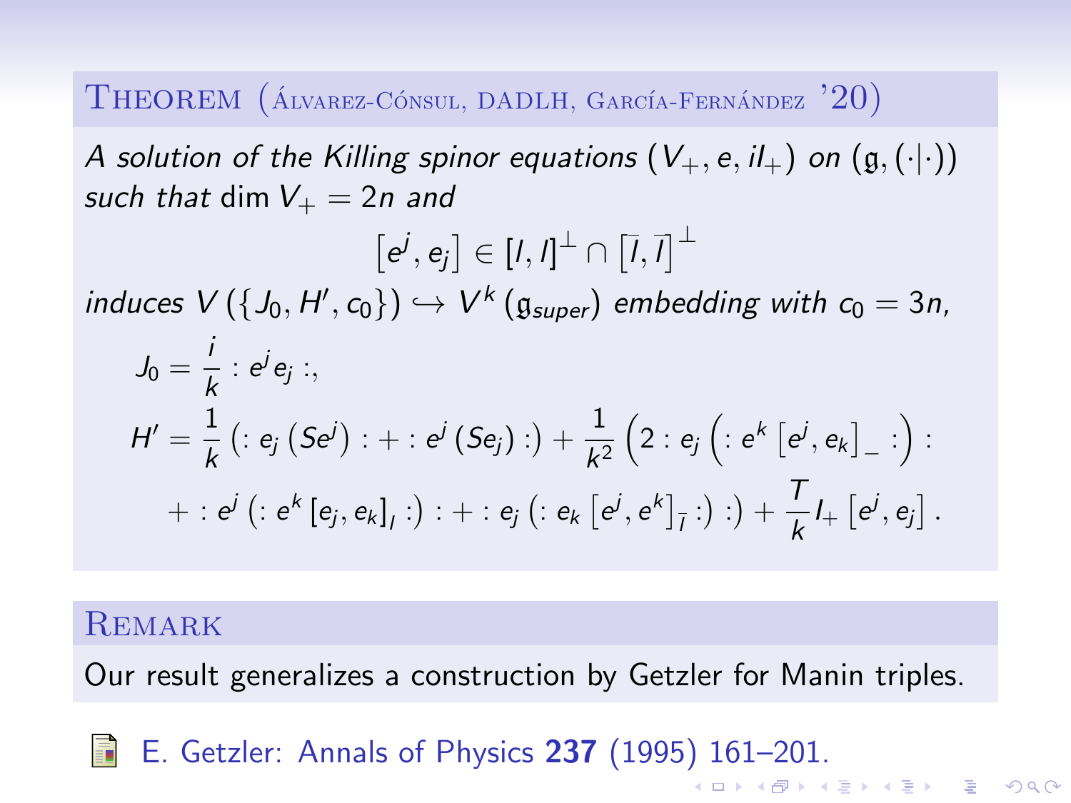**Theorem (Álvarez-Cónsul, DADLH, García-Fernández ’20)**

*A solution of the Killing spinor equations* $(V_+, e, il_+)$ *on* $(\mathfrak{g}, (\cdot|\cdot))$ *such that* $\dim V_+ = 2n$ *and*

$$\left[e^j, e_j\right] \in [l,l]^\perp \cap \left[\bar{l},\bar{l}\right]^\perp$$

*induces* $V\left(\{J_0, H', c_0\}\right) \hookrightarrow V^k\left(\mathfrak{g}_{super}\right)$ *embedding with* $c_0 = 3n$,

$$\begin{aligned}
J_0 &= \frac{i}{k} :e^j e_j:, \\
H' &= \frac{1}{k}\left(:e_j\left(Se^j\right): + :e^j\left(Se_j\right):\right) + \frac{1}{k^2}\left(2:e_j\left(:e^k\left[e^j,e_k\right]_-:\right):\right. \\
&\quad \left. + :e^j\left(:e^k\left[e_j,e_k\right]_l:\right): + :e_j\left(:e_k\left[e^j,e^k\right]_{\bar{l}}:\right):\right) + \frac{T}{k} l_+\left[e^j, e_j\right].
\end{aligned}$$

**Remark**

Our result generalizes a construction by Getzler for Manin triples.

E. Getzler: Annals of Physics **237** (1995) 161–201.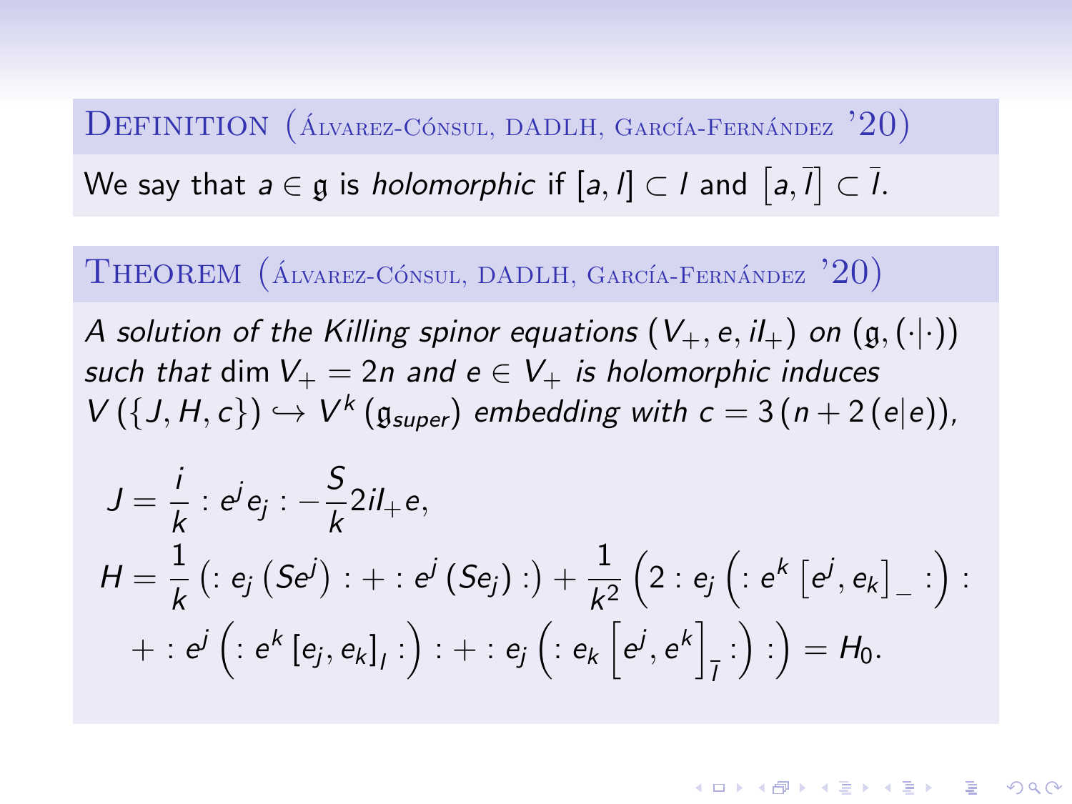**Definition** (Álvarez-Cónsul, DADLH, García-Fernández '20)

We say that $a \in \mathfrak{g}$ is *holomorphic* if $[a, l] \subset l$ and $\left[a, \overline{l}\right] \subset \overline{l}$.

**Theorem** (Álvarez-Cónsul, DADLH, García-Fernández '20)

*A solution of the Killing spinor equations* $(V_+, e, il_+)$ *on* $(\mathfrak{g}, (\cdot|\cdot))$ *such that* $\dim V_+ = 2n$ *and* $e \in V_+$ *is holomorphic induces* $V(\{J, H, c\}) \hookrightarrow V^k(\mathfrak{g}_{super})$ *embedding with* $c = 3(n + 2(e|e))$,

$$
\begin{aligned}
J &= \frac{i}{k} :e^j e_j: - \frac{S}{k} 2il_+ e, \\
H &= \frac{1}{k}\left(:e_j\left(Se^j\right): + :e^j\left(Se_j\right):\right) + \frac{1}{k^2}\left(2 :e_j\left(:e^k\left[e^j, e_k\right]_-:\right): \right. \\
&\quad \left. + :e^j\left(:e^k\left[e_j, e_k\right]_l:\right): + :e_j\left(:e_k\left[e^j, e^k\right]_{\overline{l}}:\right):\right) = H_0.
\end{aligned}
$$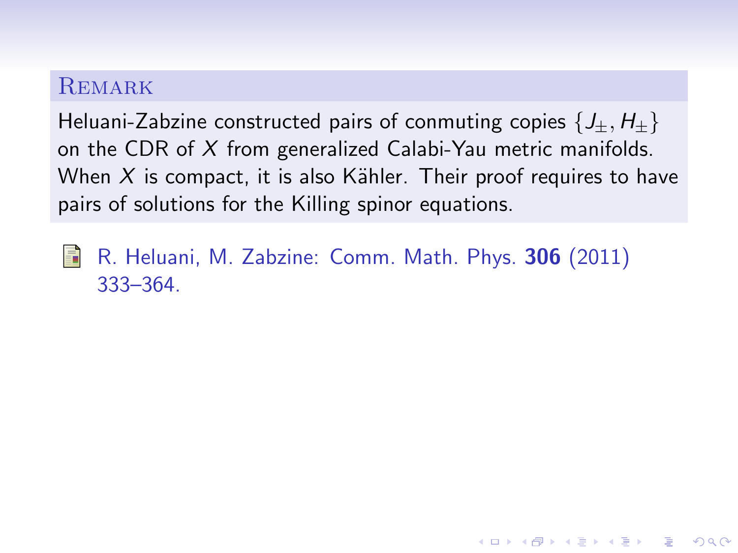**Remark**

Heluani-Zabzine constructed pairs of conmuting copies $\{J_{\pm}, H_{\pm}\}$ on the CDR of $X$ from generalized Calabi-Yau metric manifolds. When $X$ is compact, it is also Kähler. Their proof requires to have pairs of solutions for the Killing spinor equations.

- R. Heluani, M. Zabzine: Comm. Math. Phys. **306** (2011) 333–364.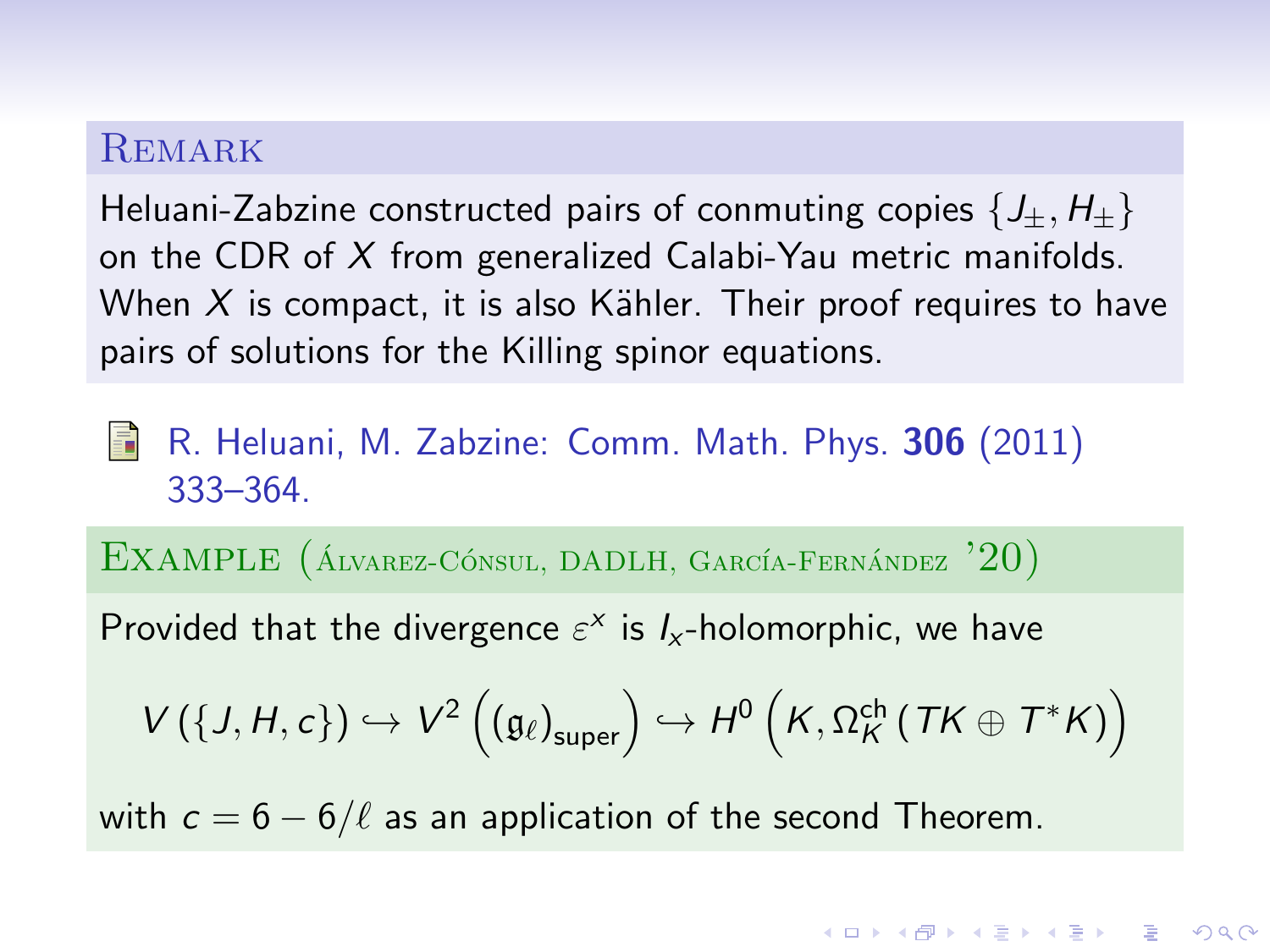**Remark**

Heluani-Zabzine constructed pairs of conmuting copies $\{J_\pm, H_\pm\}$ on the CDR of $X$ from generalized Calabi-Yau metric manifolds. When $X$ is compact, it is also Kähler. Their proof requires to have pairs of solutions for the Killing spinor equations.

R. Heluani, M. Zabzine: Comm. Math. Phys. **306** (2011) 333–364.

**Example (Álvarez-Cónsul, DADLH, García-Fernández '20)**

Provided that the divergence $\varepsilon^x$ is $I_x$-holomorphic, we have

$$V(\{J, H, c\}) \hookrightarrow V^2\left((\mathfrak{g}_\ell)_{\mathrm{super}}\right) \hookrightarrow H^0\left(K, \Omega^{\mathrm{ch}}_K(TK \oplus T^*K)\right)$$

with $c = 6 - 6/\ell$ as an application of the second Theorem.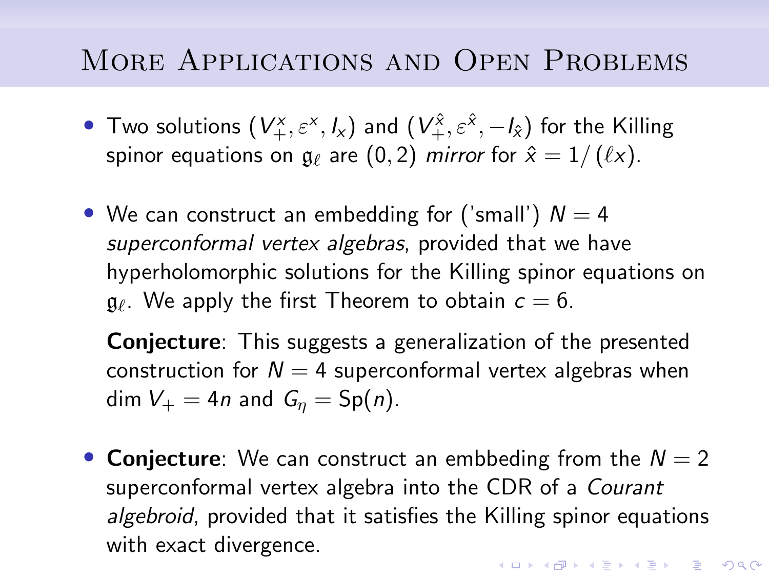# More Applications and Open Problems

- Two solutions $(V_+^x, \varepsilon^x, I_x)$ and $(V_+^{\hat{x}}, \varepsilon^{\hat{x}}, -I_{\hat{x}})$ for the Killing spinor equations on $\mathfrak{g}_\ell$ are $(0,2)$ *mirror* for $\hat{x} = 1/(\ell x)$.

- We can construct an embedding for ('small') $N = 4$ *superconformal vertex algebras*, provided that we have hyperholomorphic solutions for the Killing spinor equations on $\mathfrak{g}_\ell$. We apply the first Theorem to obtain $c = 6$.

  **Conjecture**: This suggests a generalization of the presented construction for $N = 4$ superconformal vertex algebras when $\dim V_+ = 4n$ and $G_\eta = \mathrm{Sp}(n)$.

- **Conjecture**: We can construct an embbeding from the $N = 2$ superconformal vertex algebra into the CDR of a *Courant algebroid*, provided that it satisfies the Killing spinor equations with exact divergence.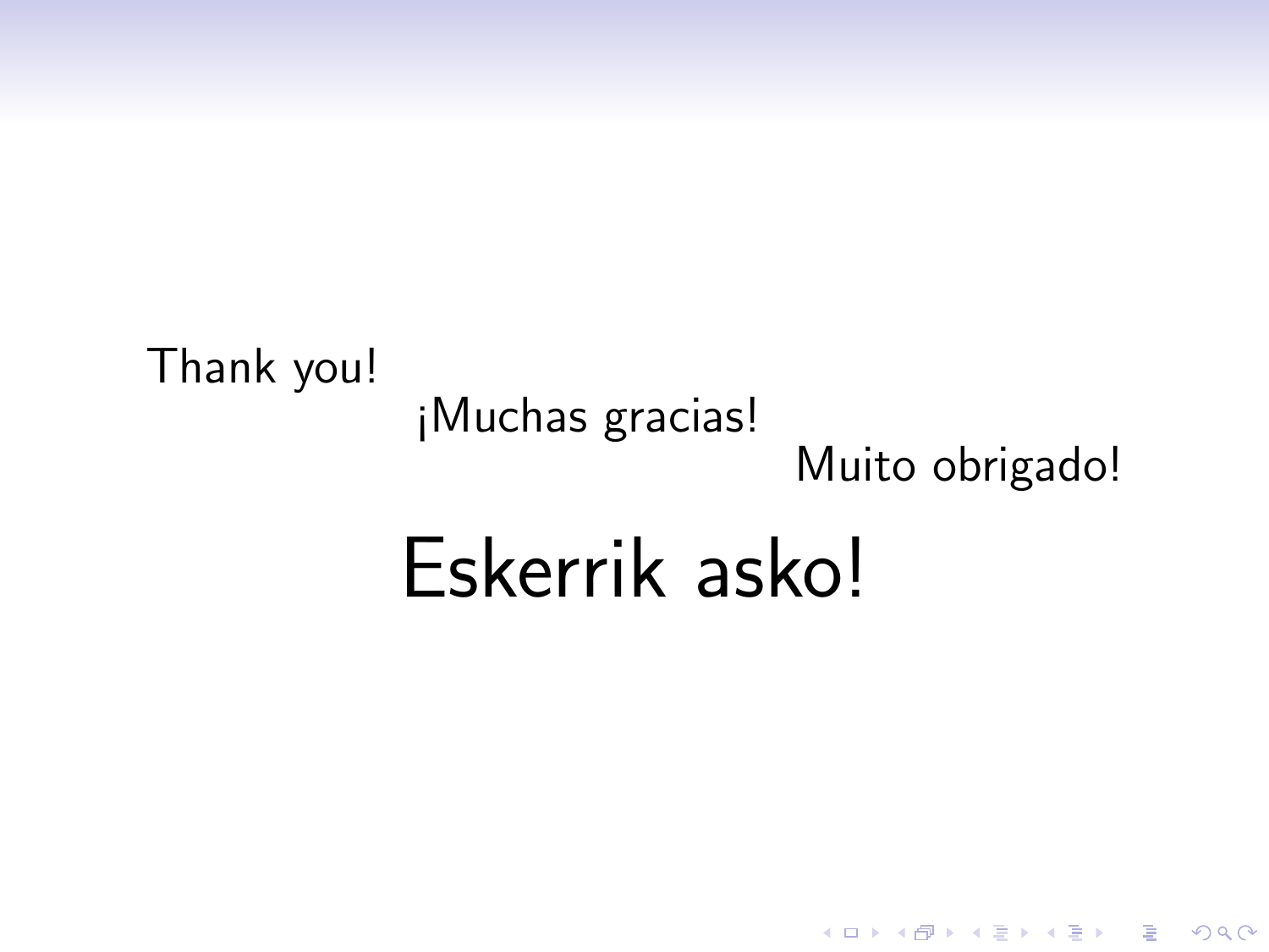Thank you!

¡Muchas gracias!

Muito obrigado!

# Eskerrik asko!